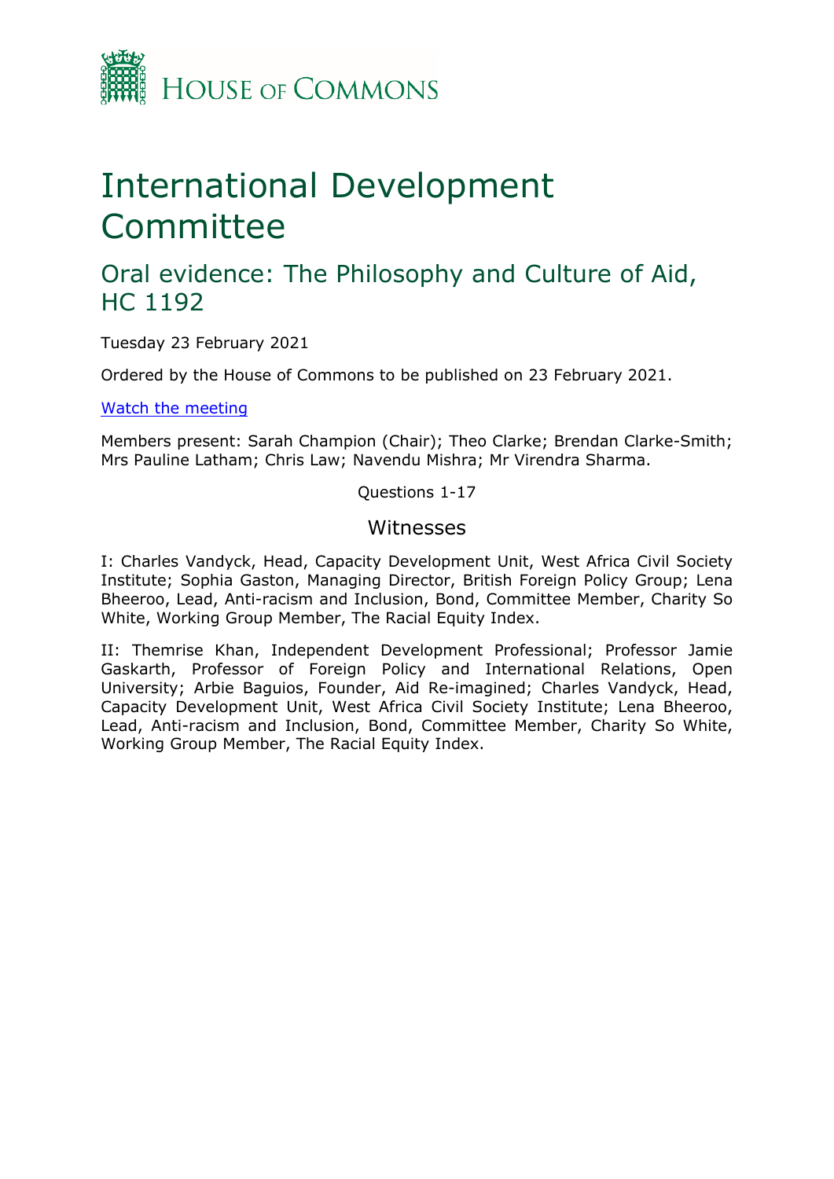HOUSE OF COMMONS

# International Development Committee

## Oral evidence: The Philosophy and Culture of Aid, HC 1192

Tuesday 23 February 2021

Ordered by the House of Commons to be published on 23 February 2021.

Watch the meeting

Members present: Sarah Champion (Chair); Theo Clarke; Brendan Clarke-Smith; Mrs Pauline Latham; Chris Law; Navendu Mishra; Mr Virendra Sharma.

Questions 1-17

### Witnesses

I: Charles Vandyck, Head, Capacity Development Unit, West Africa Civil Society Institute; Sophia Gaston, Managing Director, British Foreign Policy Group; Lena Bheeroo, Lead, Anti-racism and Inclusion, Bond, Committee Member, Charity So White, Working Group Member, The Racial Equity Index.

II: Themrise Khan, Independent Development Professional; Professor Jamie Gaskarth, Professor of Foreign Policy and International Relations, Open University; Arbie Baguios, Founder, Aid Re-imagined; Charles Vandyck, Head, Capacity Development Unit, West Africa Civil Society Institute; Lena Bheeroo, Lead, Anti-racism and Inclusion, Bond, Committee Member, Charity So White, Working Group Member, The Racial Equity Index.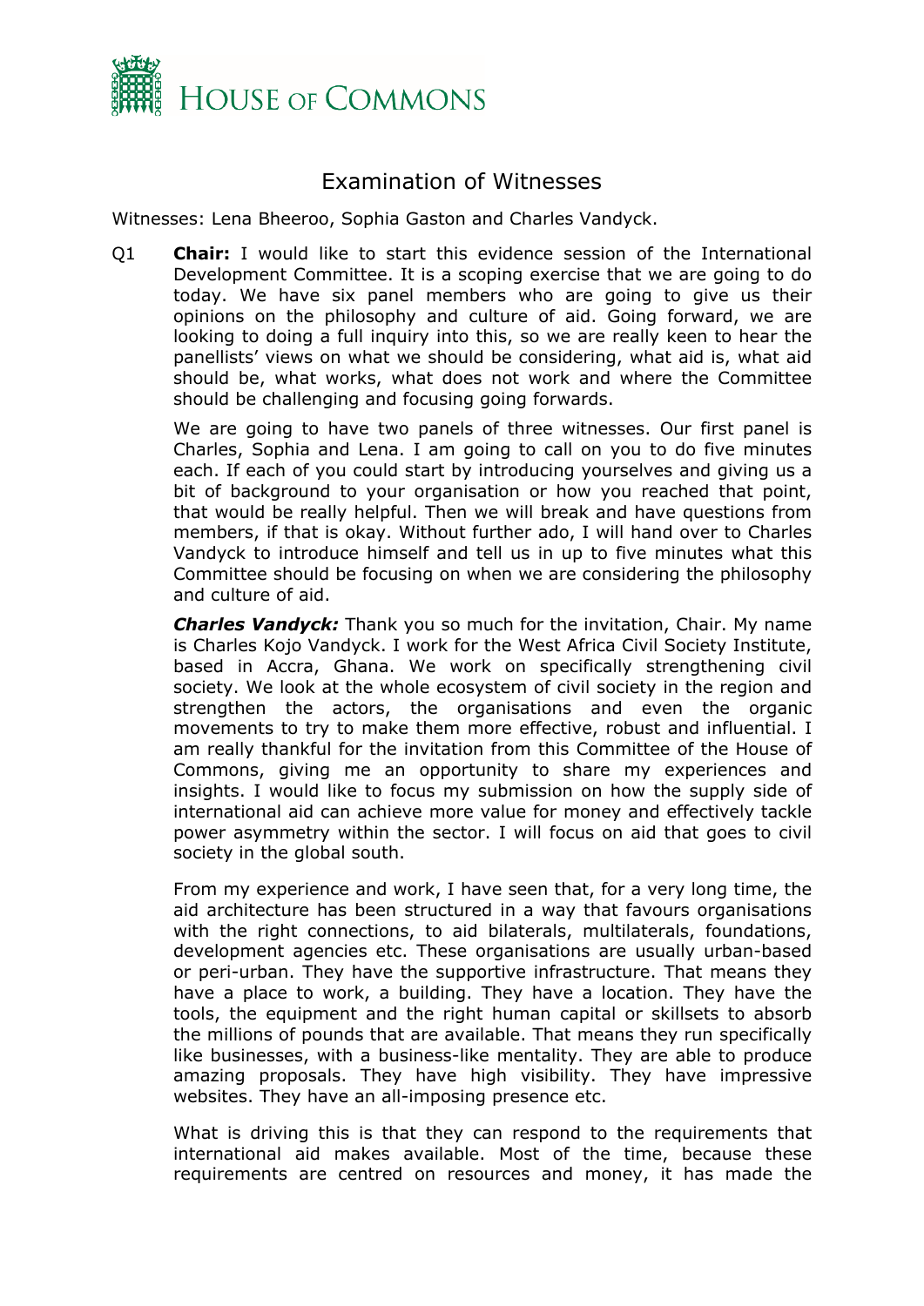# Examination of Witnesses

Witnesses: Lena Bheeroo, Sophia Gaston and Charles Vandyck.

Q1 **Chair:** I would like to start this evidence session of the International Development Committee. It is a scoping exercise that we are going to do today. We have six panel members who are going to give us their opinions on the philosophy and culture of aid. Going forward, we are looking to doing a full inquiry into this, so we are really keen to hear the panellists' views on what we should be considering, what aid is, what aid should be, what works, what does not work and where the Committee should be challenging and focusing going forwards.

We are going to have two panels of three witnesses. Our first panel is Charles, Sophia and Lena. I am going to call on you to do five minutes each. If each of you could start by introducing yourselves and giving us a bit of background to your organisation or how you reached that point, that would be really helpful. Then we will break and have questions from members, if that is okay. Without further ado, I will hand over to Charles Vandyck to introduce himself and tell us in up to five minutes what this Committee should be focusing on when we are considering the philosophy and culture of aid.

***Charles Vandyck:*** Thank you so much for the invitation, Chair. My name is Charles Kojo Vandyck. I work for the West Africa Civil Society Institute, based in Accra, Ghana. We work on specifically strengthening civil society. We look at the whole ecosystem of civil society in the region and strengthen the actors, the organisations and even the organic movements to try to make them more effective, robust and influential. I am really thankful for the invitation from this Committee of the House of Commons, giving me an opportunity to share my experiences and insights. I would like to focus my submission on how the supply side of international aid can achieve more value for money and effectively tackle power asymmetry within the sector. I will focus on aid that goes to civil society in the global south.

From my experience and work, I have seen that, for a very long time, the aid architecture has been structured in a way that favours organisations with the right connections, to aid bilaterals, multilaterals, foundations, development agencies etc. These organisations are usually urban-based or peri-urban. They have the supportive infrastructure. That means they have a place to work, a building. They have a location. They have the tools, the equipment and the right human capital or skillsets to absorb the millions of pounds that are available. That means they run specifically like businesses, with a business-like mentality. They are able to produce amazing proposals. They have high visibility. They have impressive websites. They have an all-imposing presence etc.

What is driving this is that they can respond to the requirements that international aid makes available. Most of the time, because these requirements are centred on resources and money, it has made the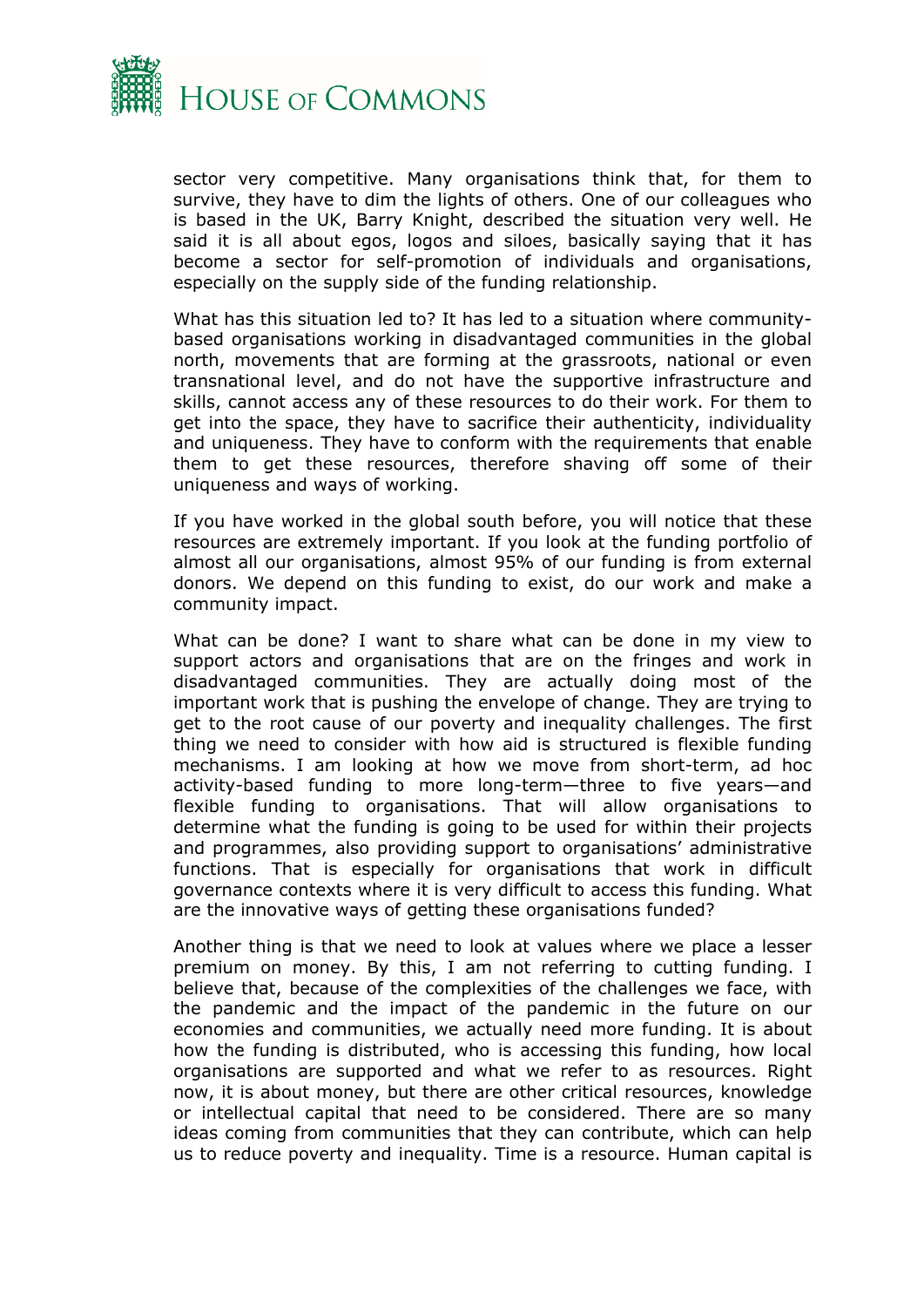sector very competitive. Many organisations think that, for them to survive, they have to dim the lights of others. One of our colleagues who is based in the UK, Barry Knight, described the situation very well. He said it is all about egos, logos and siloes, basically saying that it has become a sector for self-promotion of individuals and organisations, especially on the supply side of the funding relationship.

What has this situation led to? It has led to a situation where community-based organisations working in disadvantaged communities in the global north, movements that are forming at the grassroots, national or even transnational level, and do not have the supportive infrastructure and skills, cannot access any of these resources to do their work. For them to get into the space, they have to sacrifice their authenticity, individuality and uniqueness. They have to conform with the requirements that enable them to get these resources, therefore shaving off some of their uniqueness and ways of working.

If you have worked in the global south before, you will notice that these resources are extremely important. If you look at the funding portfolio of almost all our organisations, almost 95% of our funding is from external donors. We depend on this funding to exist, do our work and make a community impact.

What can be done? I want to share what can be done in my view to support actors and organisations that are on the fringes and work in disadvantaged communities. They are actually doing most of the important work that is pushing the envelope of change. They are trying to get to the root cause of our poverty and inequality challenges. The first thing we need to consider with how aid is structured is flexible funding mechanisms. I am looking at how we move from short-term, ad hoc activity-based funding to more long-term—three to five years—and flexible funding to organisations. That will allow organisations to determine what the funding is going to be used for within their projects and programmes, also providing support to organisations' administrative functions. That is especially for organisations that work in difficult governance contexts where it is very difficult to access this funding. What are the innovative ways of getting these organisations funded?

Another thing is that we need to look at values where we place a lesser premium on money. By this, I am not referring to cutting funding. I believe that, because of the complexities of the challenges we face, with the pandemic and the impact of the pandemic in the future on our economies and communities, we actually need more funding. It is about how the funding is distributed, who is accessing this funding, how local organisations are supported and what we refer to as resources. Right now, it is about money, but there are other critical resources, knowledge or intellectual capital that need to be considered. There are so many ideas coming from communities that they can contribute, which can help us to reduce poverty and inequality. Time is a resource. Human capital is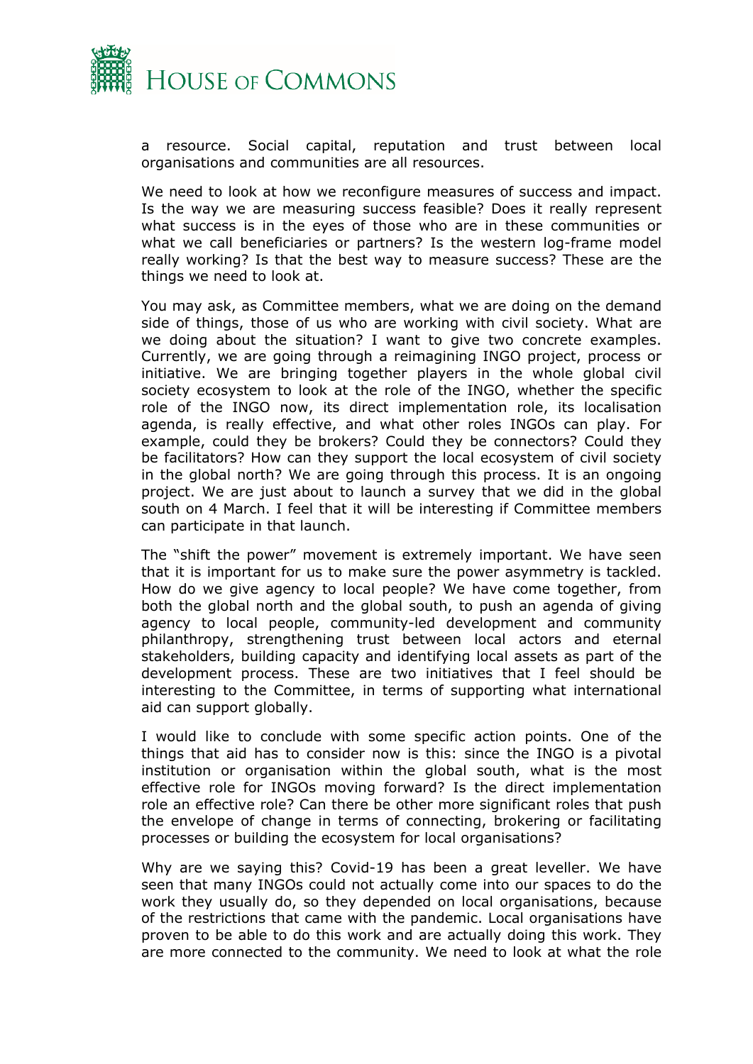a resource. Social capital, reputation and trust between local organisations and communities are all resources.

We need to look at how we reconfigure measures of success and impact. Is the way we are measuring success feasible? Does it really represent what success is in the eyes of those who are in these communities or what we call beneficiaries or partners? Is the western log-frame model really working? Is that the best way to measure success? These are the things we need to look at.

You may ask, as Committee members, what we are doing on the demand side of things, those of us who are working with civil society. What are we doing about the situation? I want to give two concrete examples. Currently, we are going through a reimagining INGO project, process or initiative. We are bringing together players in the whole global civil society ecosystem to look at the role of the INGO, whether the specific role of the INGO now, its direct implementation role, its localisation agenda, is really effective, and what other roles INGOs can play. For example, could they be brokers? Could they be connectors? Could they be facilitators? How can they support the local ecosystem of civil society in the global north? We are going through this process. It is an ongoing project. We are just about to launch a survey that we did in the global south on 4 March. I feel that it will be interesting if Committee members can participate in that launch.

The "shift the power" movement is extremely important. We have seen that it is important for us to make sure the power asymmetry is tackled. How do we give agency to local people? We have come together, from both the global north and the global south, to push an agenda of giving agency to local people, community-led development and community philanthropy, strengthening trust between local actors and eternal stakeholders, building capacity and identifying local assets as part of the development process. These are two initiatives that I feel should be interesting to the Committee, in terms of supporting what international aid can support globally.

I would like to conclude with some specific action points. One of the things that aid has to consider now is this: since the INGO is a pivotal institution or organisation within the global south, what is the most effective role for INGOs moving forward? Is the direct implementation role an effective role? Can there be other more significant roles that push the envelope of change in terms of connecting, brokering or facilitating processes or building the ecosystem for local organisations?

Why are we saying this? Covid-19 has been a great leveller. We have seen that many INGOs could not actually come into our spaces to do the work they usually do, so they depended on local organisations, because of the restrictions that came with the pandemic. Local organisations have proven to be able to do this work and are actually doing this work. They are more connected to the community. We need to look at what the role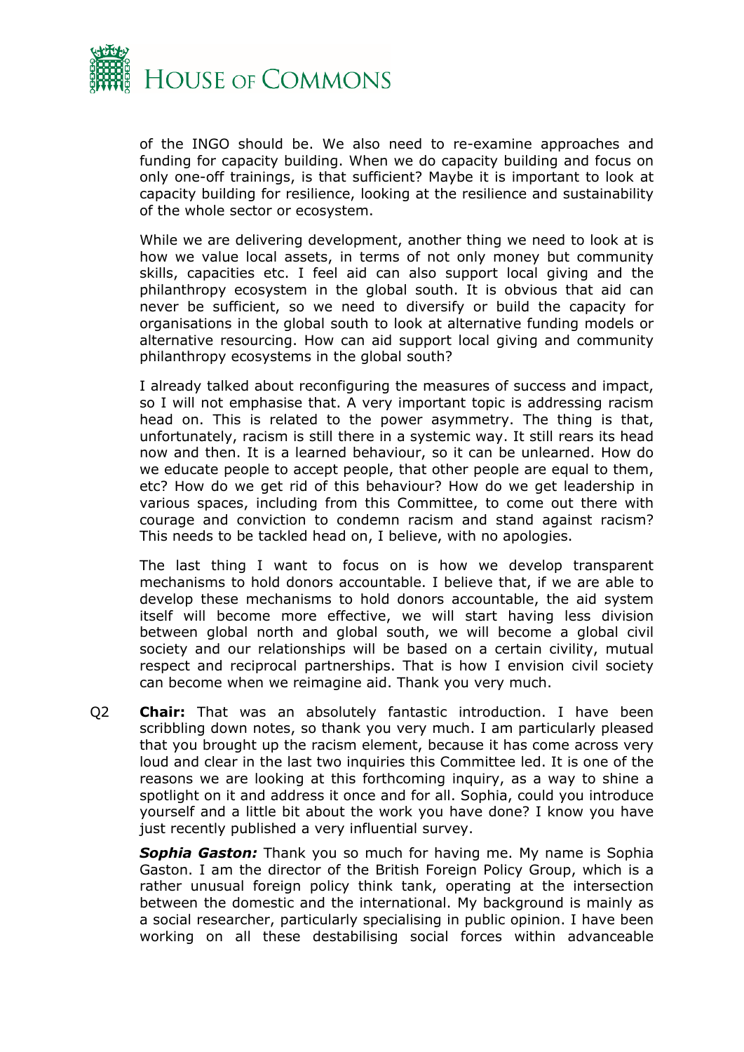of the INGO should be. We also need to re-examine approaches and funding for capacity building. When we do capacity building and focus on only one-off trainings, is that sufficient? Maybe it is important to look at capacity building for resilience, looking at the resilience and sustainability of the whole sector or ecosystem.

While we are delivering development, another thing we need to look at is how we value local assets, in terms of not only money but community skills, capacities etc. I feel aid can also support local giving and the philanthropy ecosystem in the global south. It is obvious that aid can never be sufficient, so we need to diversify or build the capacity for organisations in the global south to look at alternative funding models or alternative resourcing. How can aid support local giving and community philanthropy ecosystems in the global south?

I already talked about reconfiguring the measures of success and impact, so I will not emphasise that. A very important topic is addressing racism head on. This is related to the power asymmetry. The thing is that, unfortunately, racism is still there in a systemic way. It still rears its head now and then. It is a learned behaviour, so it can be unlearned. How do we educate people to accept people, that other people are equal to them, etc? How do we get rid of this behaviour? How do we get leadership in various spaces, including from this Committee, to come out there with courage and conviction to condemn racism and stand against racism? This needs to be tackled head on, I believe, with no apologies.

The last thing I want to focus on is how we develop transparent mechanisms to hold donors accountable. I believe that, if we are able to develop these mechanisms to hold donors accountable, the aid system itself will become more effective, we will start having less division between global north and global south, we will become a global civil society and our relationships will be based on a certain civility, mutual respect and reciprocal partnerships. That is how I envision civil society can become when we reimagine aid. Thank you very much.

Q2 **Chair:** That was an absolutely fantastic introduction. I have been scribbling down notes, so thank you very much. I am particularly pleased that you brought up the racism element, because it has come across very loud and clear in the last two inquiries this Committee led. It is one of the reasons we are looking at this forthcoming inquiry, as a way to shine a spotlight on it and address it once and for all. Sophia, could you introduce yourself and a little bit about the work you have done? I know you have just recently published a very influential survey.

***Sophia Gaston:*** Thank you so much for having me. My name is Sophia Gaston. I am the director of the British Foreign Policy Group, which is a rather unusual foreign policy think tank, operating at the intersection between the domestic and the international. My background is mainly as a social researcher, particularly specialising in public opinion. I have been working on all these destabilising social forces within advanceable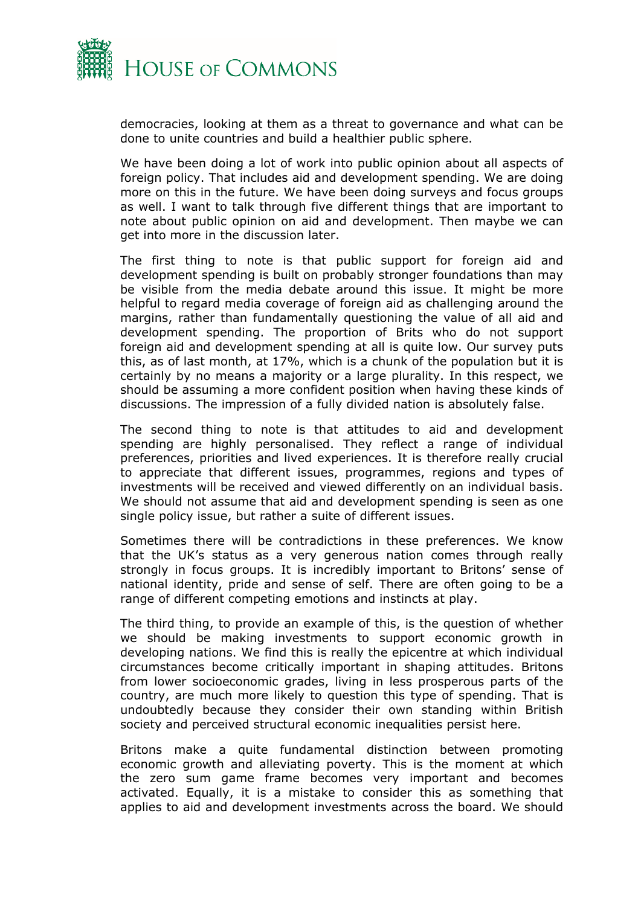democracies, looking at them as a threat to governance and what can be done to unite countries and build a healthier public sphere.

We have been doing a lot of work into public opinion about all aspects of foreign policy. That includes aid and development spending. We are doing more on this in the future. We have been doing surveys and focus groups as well. I want to talk through five different things that are important to note about public opinion on aid and development. Then maybe we can get into more in the discussion later.

The first thing to note is that public support for foreign aid and development spending is built on probably stronger foundations than may be visible from the media debate around this issue. It might be more helpful to regard media coverage of foreign aid as challenging around the margins, rather than fundamentally questioning the value of all aid and development spending. The proportion of Brits who do not support foreign aid and development spending at all is quite low. Our survey puts this, as of last month, at 17%, which is a chunk of the population but it is certainly by no means a majority or a large plurality. In this respect, we should be assuming a more confident position when having these kinds of discussions. The impression of a fully divided nation is absolutely false.

The second thing to note is that attitudes to aid and development spending are highly personalised. They reflect a range of individual preferences, priorities and lived experiences. It is therefore really crucial to appreciate that different issues, programmes, regions and types of investments will be received and viewed differently on an individual basis. We should not assume that aid and development spending is seen as one single policy issue, but rather a suite of different issues.

Sometimes there will be contradictions in these preferences. We know that the UK's status as a very generous nation comes through really strongly in focus groups. It is incredibly important to Britons' sense of national identity, pride and sense of self. There are often going to be a range of different competing emotions and instincts at play.

The third thing, to provide an example of this, is the question of whether we should be making investments to support economic growth in developing nations. We find this is really the epicentre at which individual circumstances become critically important in shaping attitudes. Britons from lower socioeconomic grades, living in less prosperous parts of the country, are much more likely to question this type of spending. That is undoubtedly because they consider their own standing within British society and perceived structural economic inequalities persist here.

Britons make a quite fundamental distinction between promoting economic growth and alleviating poverty. This is the moment at which the zero sum game frame becomes very important and becomes activated. Equally, it is a mistake to consider this as something that applies to aid and development investments across the board. We should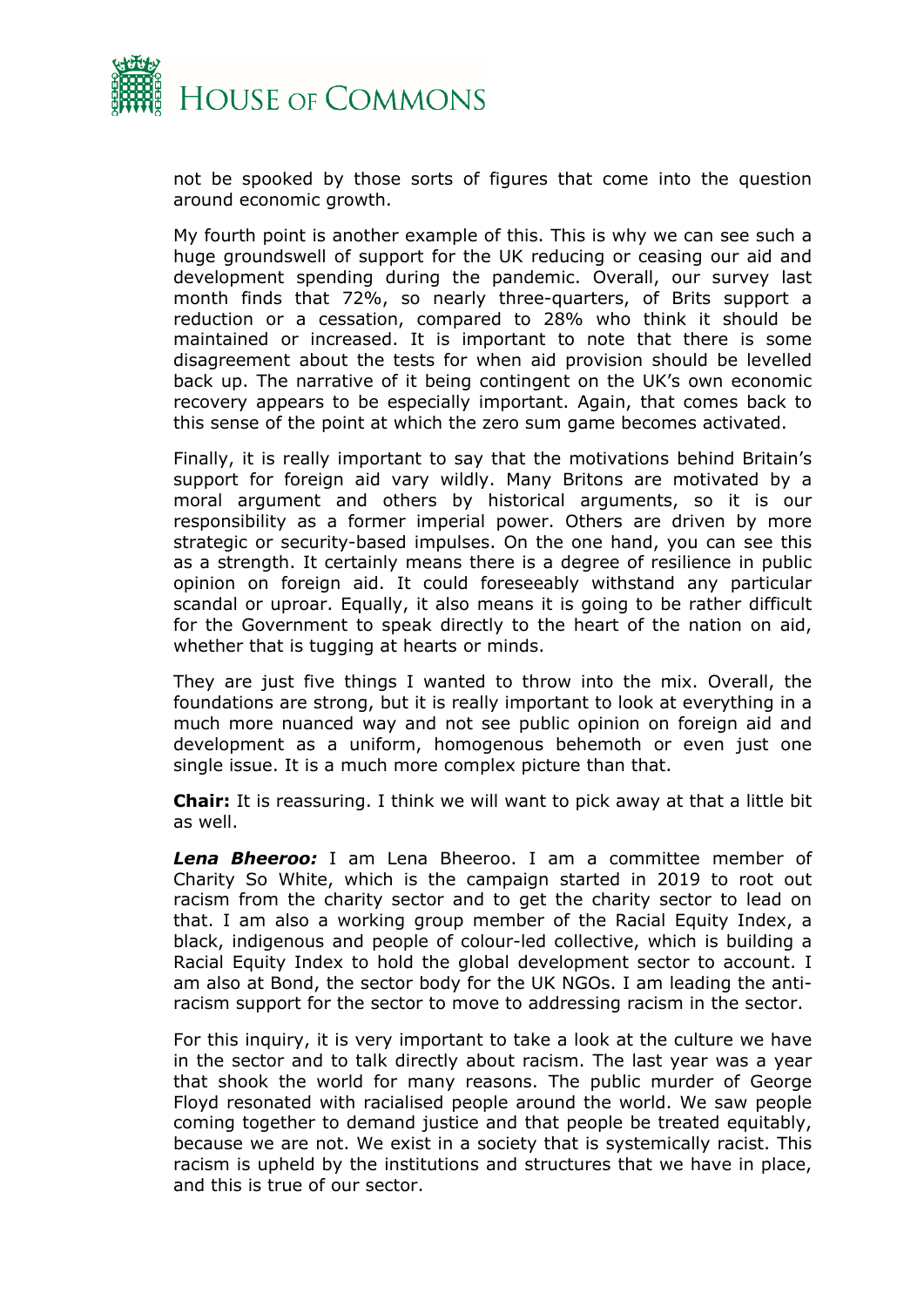not be spooked by those sorts of figures that come into the question around economic growth.

My fourth point is another example of this. This is why we can see such a huge groundswell of support for the UK reducing or ceasing our aid and development spending during the pandemic. Overall, our survey last month finds that 72%, so nearly three-quarters, of Brits support a reduction or a cessation, compared to 28% who think it should be maintained or increased. It is important to note that there is some disagreement about the tests for when aid provision should be levelled back up. The narrative of it being contingent on the UK's own economic recovery appears to be especially important. Again, that comes back to this sense of the point at which the zero sum game becomes activated.

Finally, it is really important to say that the motivations behind Britain's support for foreign aid vary wildly. Many Britons are motivated by a moral argument and others by historical arguments, so it is our responsibility as a former imperial power. Others are driven by more strategic or security-based impulses. On the one hand, you can see this as a strength. It certainly means there is a degree of resilience in public opinion on foreign aid. It could foreseeably withstand any particular scandal or uproar. Equally, it also means it is going to be rather difficult for the Government to speak directly to the heart of the nation on aid, whether that is tugging at hearts or minds.

They are just five things I wanted to throw into the mix. Overall, the foundations are strong, but it is really important to look at everything in a much more nuanced way and not see public opinion on foreign aid and development as a uniform, homogenous behemoth or even just one single issue. It is a much more complex picture than that.

**Chair:** It is reassuring. I think we will want to pick away at that a little bit as well.

***Lena Bheeroo:*** I am Lena Bheeroo. I am a committee member of Charity So White, which is the campaign started in 2019 to root out racism from the charity sector and to get the charity sector to lead on that. I am also a working group member of the Racial Equity Index, a black, indigenous and people of colour-led collective, which is building a Racial Equity Index to hold the global development sector to account. I am also at Bond, the sector body for the UK NGOs. I am leading the anti-racism support for the sector to move to addressing racism in the sector.

For this inquiry, it is very important to take a look at the culture we have in the sector and to talk directly about racism. The last year was a year that shook the world for many reasons. The public murder of George Floyd resonated with racialised people around the world. We saw people coming together to demand justice and that people be treated equitably, because we are not. We exist in a society that is systemically racist. This racism is upheld by the institutions and structures that we have in place, and this is true of our sector.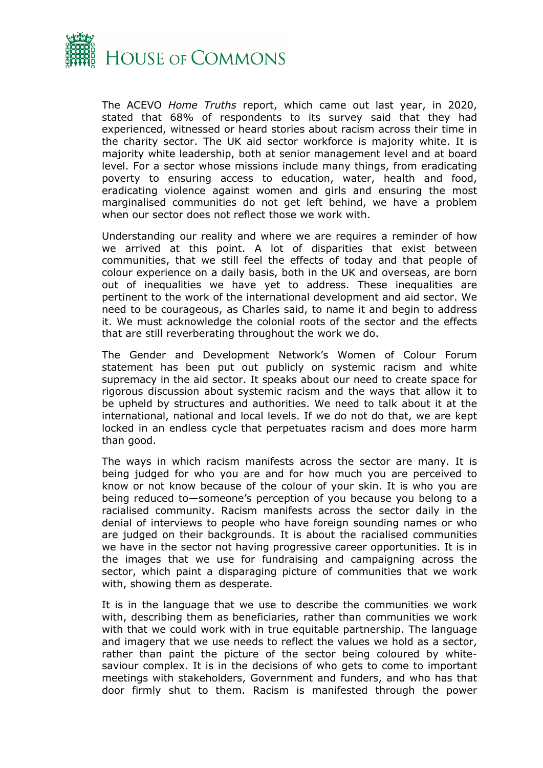The ACEVO *Home Truths* report, which came out last year, in 2020, stated that 68% of respondents to its survey said that they had experienced, witnessed or heard stories about racism across their time in the charity sector. The UK aid sector workforce is majority white. It is majority white leadership, both at senior management level and at board level. For a sector whose missions include many things, from eradicating poverty to ensuring access to education, water, health and food, eradicating violence against women and girls and ensuring the most marginalised communities do not get left behind, we have a problem when our sector does not reflect those we work with.

Understanding our reality and where we are requires a reminder of how we arrived at this point. A lot of disparities that exist between communities, that we still feel the effects of today and that people of colour experience on a daily basis, both in the UK and overseas, are born out of inequalities we have yet to address. These inequalities are pertinent to the work of the international development and aid sector. We need to be courageous, as Charles said, to name it and begin to address it. We must acknowledge the colonial roots of the sector and the effects that are still reverberating throughout the work we do.

The Gender and Development Network's Women of Colour Forum statement has been put out publicly on systemic racism and white supremacy in the aid sector. It speaks about our need to create space for rigorous discussion about systemic racism and the ways that allow it to be upheld by structures and authorities. We need to talk about it at the international, national and local levels. If we do not do that, we are kept locked in an endless cycle that perpetuates racism and does more harm than good.

The ways in which racism manifests across the sector are many. It is being judged for who you are and for how much you are perceived to know or not know because of the colour of your skin. It is who you are being reduced to—someone's perception of you because you belong to a racialised community. Racism manifests across the sector daily in the denial of interviews to people who have foreign sounding names or who are judged on their backgrounds. It is about the racialised communities we have in the sector not having progressive career opportunities. It is in the images that we use for fundraising and campaigning across the sector, which paint a disparaging picture of communities that we work with, showing them as desperate.

It is in the language that we use to describe the communities we work with, describing them as beneficiaries, rather than communities we work with that we could work with in true equitable partnership. The language and imagery that we use needs to reflect the values we hold as a sector, rather than paint the picture of the sector being coloured by white-saviour complex. It is in the decisions of who gets to come to important meetings with stakeholders, Government and funders, and who has that door firmly shut to them. Racism is manifested through the power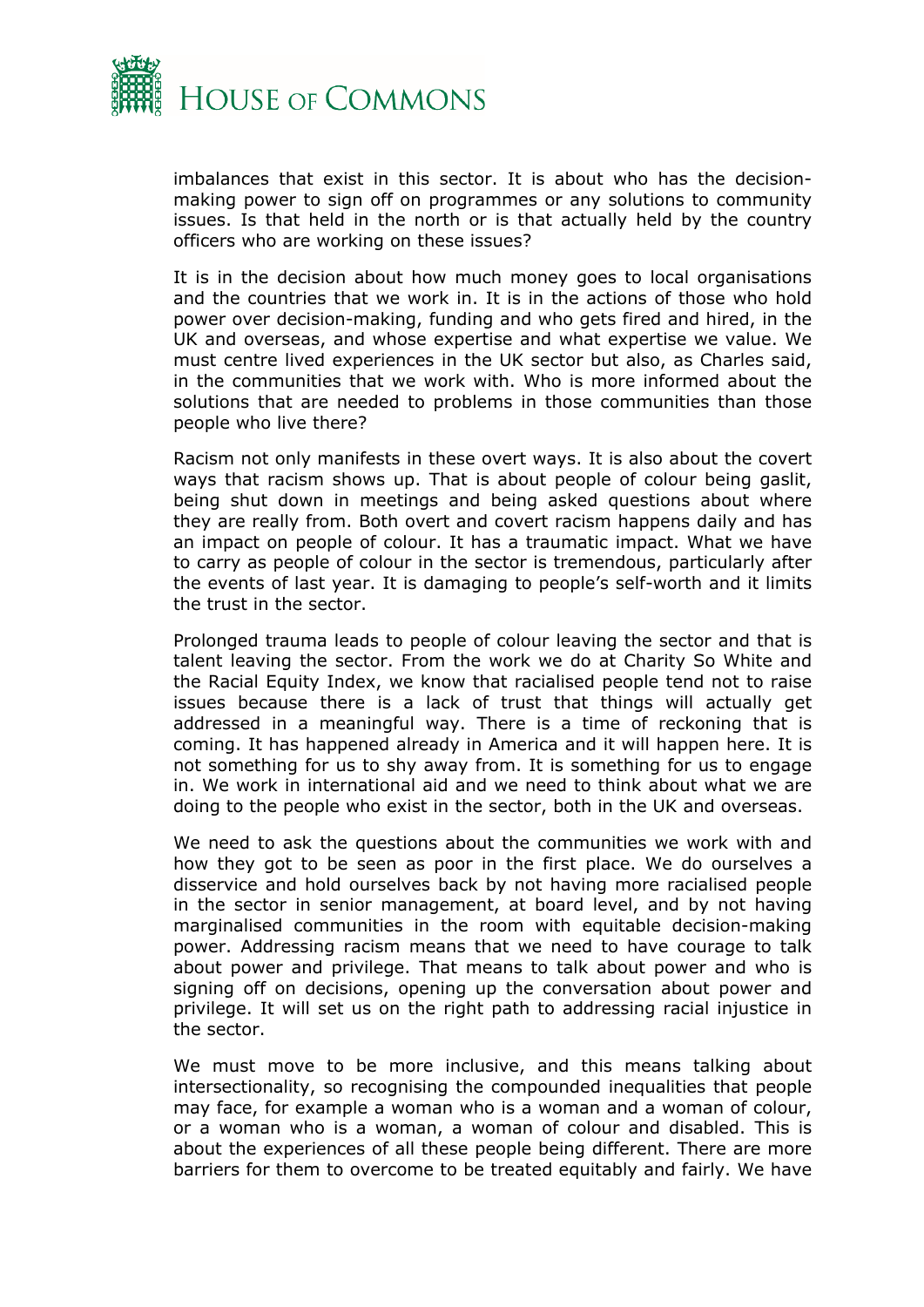imbalances that exist in this sector. It is about who has the decision-making power to sign off on programmes or any solutions to community issues. Is that held in the north or is that actually held by the country officers who are working on these issues?

It is in the decision about how much money goes to local organisations and the countries that we work in. It is in the actions of those who hold power over decision-making, funding and who gets fired and hired, in the UK and overseas, and whose expertise and what expertise we value. We must centre lived experiences in the UK sector but also, as Charles said, in the communities that we work with. Who is more informed about the solutions that are needed to problems in those communities than those people who live there?

Racism not only manifests in these overt ways. It is also about the covert ways that racism shows up. That is about people of colour being gaslit, being shut down in meetings and being asked questions about where they are really from. Both overt and covert racism happens daily and has an impact on people of colour. It has a traumatic impact. What we have to carry as people of colour in the sector is tremendous, particularly after the events of last year. It is damaging to people's self-worth and it limits the trust in the sector.

Prolonged trauma leads to people of colour leaving the sector and that is talent leaving the sector. From the work we do at Charity So White and the Racial Equity Index, we know that racialised people tend not to raise issues because there is a lack of trust that things will actually get addressed in a meaningful way. There is a time of reckoning that is coming. It has happened already in America and it will happen here. It is not something for us to shy away from. It is something for us to engage in. We work in international aid and we need to think about what we are doing to the people who exist in the sector, both in the UK and overseas.

We need to ask the questions about the communities we work with and how they got to be seen as poor in the first place. We do ourselves a disservice and hold ourselves back by not having more racialised people in the sector in senior management, at board level, and by not having marginalised communities in the room with equitable decision-making power. Addressing racism means that we need to have courage to talk about power and privilege. That means to talk about power and who is signing off on decisions, opening up the conversation about power and privilege. It will set us on the right path to addressing racial injustice in the sector.

We must move to be more inclusive, and this means talking about intersectionality, so recognising the compounded inequalities that people may face, for example a woman who is a woman and a woman of colour, or a woman who is a woman, a woman of colour and disabled. This is about the experiences of all these people being different. There are more barriers for them to overcome to be treated equitably and fairly. We have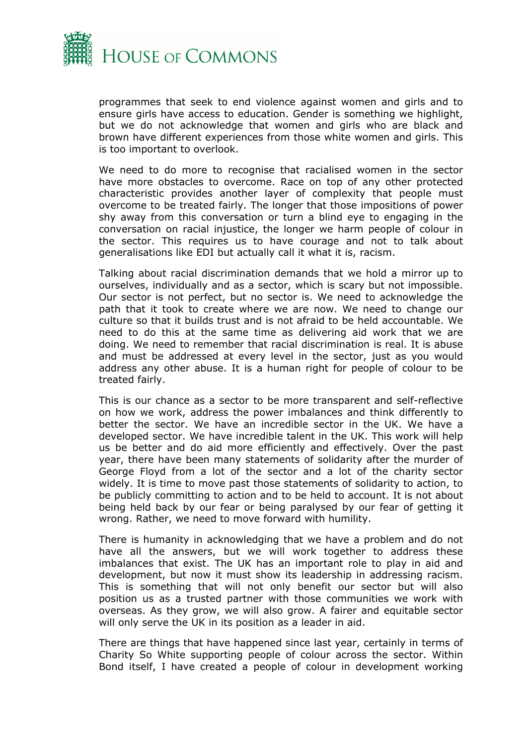programmes that seek to end violence against women and girls and to ensure girls have access to education. Gender is something we highlight, but we do not acknowledge that women and girls who are black and brown have different experiences from those white women and girls. This is too important to overlook.

We need to do more to recognise that racialised women in the sector have more obstacles to overcome. Race on top of any other protected characteristic provides another layer of complexity that people must overcome to be treated fairly. The longer that those impositions of power shy away from this conversation or turn a blind eye to engaging in the conversation on racial injustice, the longer we harm people of colour in the sector. This requires us to have courage and not to talk about generalisations like EDI but actually call it what it is, racism.

Talking about racial discrimination demands that we hold a mirror up to ourselves, individually and as a sector, which is scary but not impossible. Our sector is not perfect, but no sector is. We need to acknowledge the path that it took to create where we are now. We need to change our culture so that it builds trust and is not afraid to be held accountable. We need to do this at the same time as delivering aid work that we are doing. We need to remember that racial discrimination is real. It is abuse and must be addressed at every level in the sector, just as you would address any other abuse. It is a human right for people of colour to be treated fairly.

This is our chance as a sector to be more transparent and self-reflective on how we work, address the power imbalances and think differently to better the sector. We have an incredible sector in the UK. We have a developed sector. We have incredible talent in the UK. This work will help us be better and do aid more efficiently and effectively. Over the past year, there have been many statements of solidarity after the murder of George Floyd from a lot of the sector and a lot of the charity sector widely. It is time to move past those statements of solidarity to action, to be publicly committing to action and to be held to account. It is not about being held back by our fear or being paralysed by our fear of getting it wrong. Rather, we need to move forward with humility.

There is humanity in acknowledging that we have a problem and do not have all the answers, but we will work together to address these imbalances that exist. The UK has an important role to play in aid and development, but now it must show its leadership in addressing racism. This is something that will not only benefit our sector but will also position us as a trusted partner with those communities we work with overseas. As they grow, we will also grow. A fairer and equitable sector will only serve the UK in its position as a leader in aid.

There are things that have happened since last year, certainly in terms of Charity So White supporting people of colour across the sector. Within Bond itself, I have created a people of colour in development working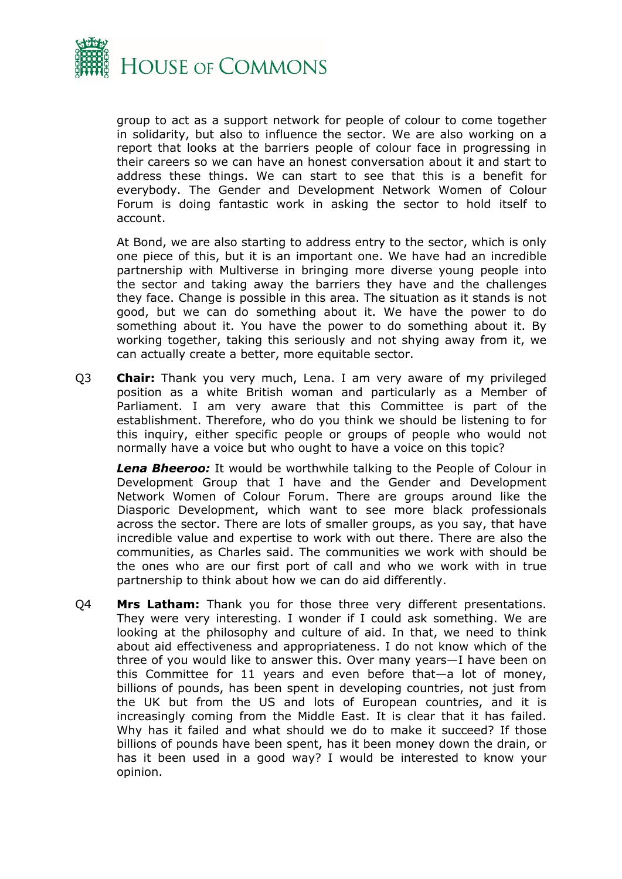group to act as a support network for people of colour to come together in solidarity, but also to influence the sector. We are also working on a report that looks at the barriers people of colour face in progressing in their careers so we can have an honest conversation about it and start to address these things. We can start to see that this is a benefit for everybody. The Gender and Development Network Women of Colour Forum is doing fantastic work in asking the sector to hold itself to account.

At Bond, we are also starting to address entry to the sector, which is only one piece of this, but it is an important one. We have had an incredible partnership with Multiverse in bringing more diverse young people into the sector and taking away the barriers they have and the challenges they face. Change is possible in this area. The situation as it stands is not good, but we can do something about it. We have the power to do something about it. You have the power to do something about it. By working together, taking this seriously and not shying away from it, we can actually create a better, more equitable sector.

Q3 **Chair:** Thank you very much, Lena. I am very aware of my privileged position as a white British woman and particularly as a Member of Parliament. I am very aware that this Committee is part of the establishment. Therefore, who do you think we should be listening to for this inquiry, either specific people or groups of people who would not normally have a voice but who ought to have a voice on this topic?

***Lena Bheeroo:*** It would be worthwhile talking to the People of Colour in Development Group that I have and the Gender and Development Network Women of Colour Forum. There are groups around like the Diasporic Development, which want to see more black professionals across the sector. There are lots of smaller groups, as you say, that have incredible value and expertise to work with out there. There are also the communities, as Charles said. The communities we work with should be the ones who are our first port of call and who we work with in true partnership to think about how we can do aid differently.

Q4 **Mrs Latham:** Thank you for those three very different presentations. They were very interesting. I wonder if I could ask something. We are looking at the philosophy and culture of aid. In that, we need to think about aid effectiveness and appropriateness. I do not know which of the three of you would like to answer this. Over many years—I have been on this Committee for 11 years and even before that—a lot of money, billions of pounds, has been spent in developing countries, not just from the UK but from the US and lots of European countries, and it is increasingly coming from the Middle East. It is clear that it has failed. Why has it failed and what should we do to make it succeed? If those billions of pounds have been spent, has it been money down the drain, or has it been used in a good way? I would be interested to know your opinion.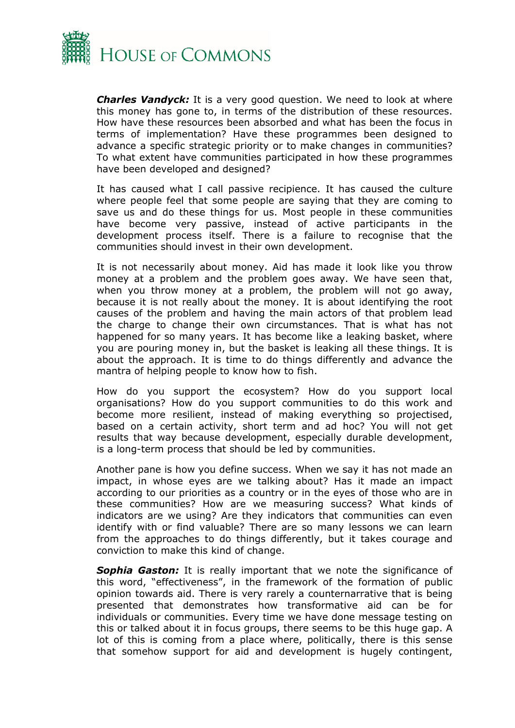***Charles Vandyck:*** It is a very good question. We need to look at where this money has gone to, in terms of the distribution of these resources. How have these resources been absorbed and what has been the focus in terms of implementation? Have these programmes been designed to advance a specific strategic priority or to make changes in communities? To what extent have communities participated in how these programmes have been developed and designed?

It has caused what I call passive recipience. It has caused the culture where people feel that some people are saying that they are coming to save us and do these things for us. Most people in these communities have become very passive, instead of active participants in the development process itself. There is a failure to recognise that the communities should invest in their own development.

It is not necessarily about money. Aid has made it look like you throw money at a problem and the problem goes away. We have seen that, when you throw money at a problem, the problem will not go away, because it is not really about the money. It is about identifying the root causes of the problem and having the main actors of that problem lead the charge to change their own circumstances. That is what has not happened for so many years. It has become like a leaking basket, where you are pouring money in, but the basket is leaking all these things. It is about the approach. It is time to do things differently and advance the mantra of helping people to know how to fish.

How do you support the ecosystem? How do you support local organisations? How do you support communities to do this work and become more resilient, instead of making everything so projectised, based on a certain activity, short term and ad hoc? You will not get results that way because development, especially durable development, is a long-term process that should be led by communities.

Another pane is how you define success. When we say it has not made an impact, in whose eyes are we talking about? Has it made an impact according to our priorities as a country or in the eyes of those who are in these communities? How are we measuring success? What kinds of indicators are we using? Are they indicators that communities can even identify with or find valuable? There are so many lessons we can learn from the approaches to do things differently, but it takes courage and conviction to make this kind of change.

***Sophia Gaston:*** It is really important that we note the significance of this word, "effectiveness", in the framework of the formation of public opinion towards aid. There is very rarely a counternarrative that is being presented that demonstrates how transformative aid can be for individuals or communities. Every time we have done message testing on this or talked about it in focus groups, there seems to be this huge gap. A lot of this is coming from a place where, politically, there is this sense that somehow support for aid and development is hugely contingent,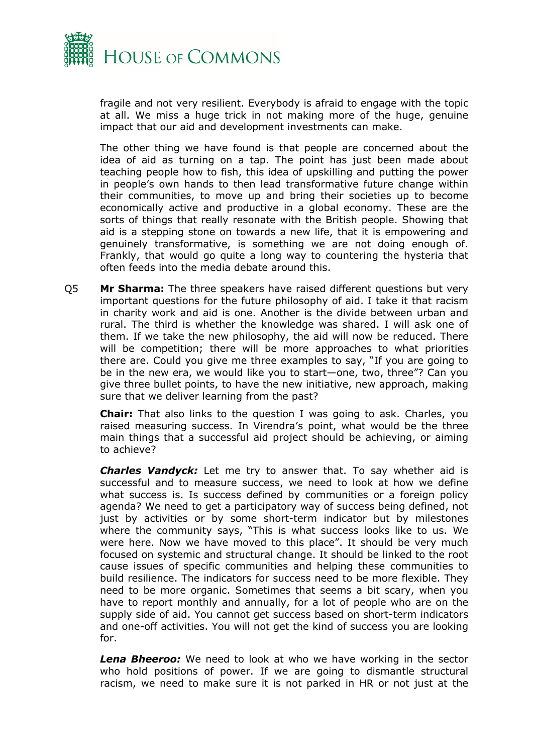fragile and not very resilient. Everybody is afraid to engage with the topic at all. We miss a huge trick in not making more of the huge, genuine impact that our aid and development investments can make.

The other thing we have found is that people are concerned about the idea of aid as turning on a tap. The point has just been made about teaching people how to fish, this idea of upskilling and putting the power in people's own hands to then lead transformative future change within their communities, to move up and bring their societies up to become economically active and productive in a global economy. These are the sorts of things that really resonate with the British people. Showing that aid is a stepping stone on towards a new life, that it is empowering and genuinely transformative, is something we are not doing enough of. Frankly, that would go quite a long way to countering the hysteria that often feeds into the media debate around this.

Q5 **Mr Sharma:** The three speakers have raised different questions but very important questions for the future philosophy of aid. I take it that racism in charity work and aid is one. Another is the divide between urban and rural. The third is whether the knowledge was shared. I will ask one of them. If we take the new philosophy, the aid will now be reduced. There will be competition; there will be more approaches to what priorities there are. Could you give me three examples to say, "If you are going to be in the new era, we would like you to start—one, two, three"? Can you give three bullet points, to have the new initiative, new approach, making sure that we deliver learning from the past?

**Chair:** That also links to the question I was going to ask. Charles, you raised measuring success. In Virendra's point, what would be the three main things that a successful aid project should be achieving, or aiming to achieve?

***Charles Vandyck:*** Let me try to answer that. To say whether aid is successful and to measure success, we need to look at how we define what success is. Is success defined by communities or a foreign policy agenda? We need to get a participatory way of success being defined, not just by activities or by some short-term indicator but by milestones where the community says, "This is what success looks like to us. We were here. Now we have moved to this place". It should be very much focused on systemic and structural change. It should be linked to the root cause issues of specific communities and helping these communities to build resilience. The indicators for success need to be more flexible. They need to be more organic. Sometimes that seems a bit scary, when you have to report monthly and annually, for a lot of people who are on the supply side of aid. You cannot get success based on short-term indicators and one-off activities. You will not get the kind of success you are looking for.

***Lena Bheeroo:*** We need to look at who we have working in the sector who hold positions of power. If we are going to dismantle structural racism, we need to make sure it is not parked in HR or not just at the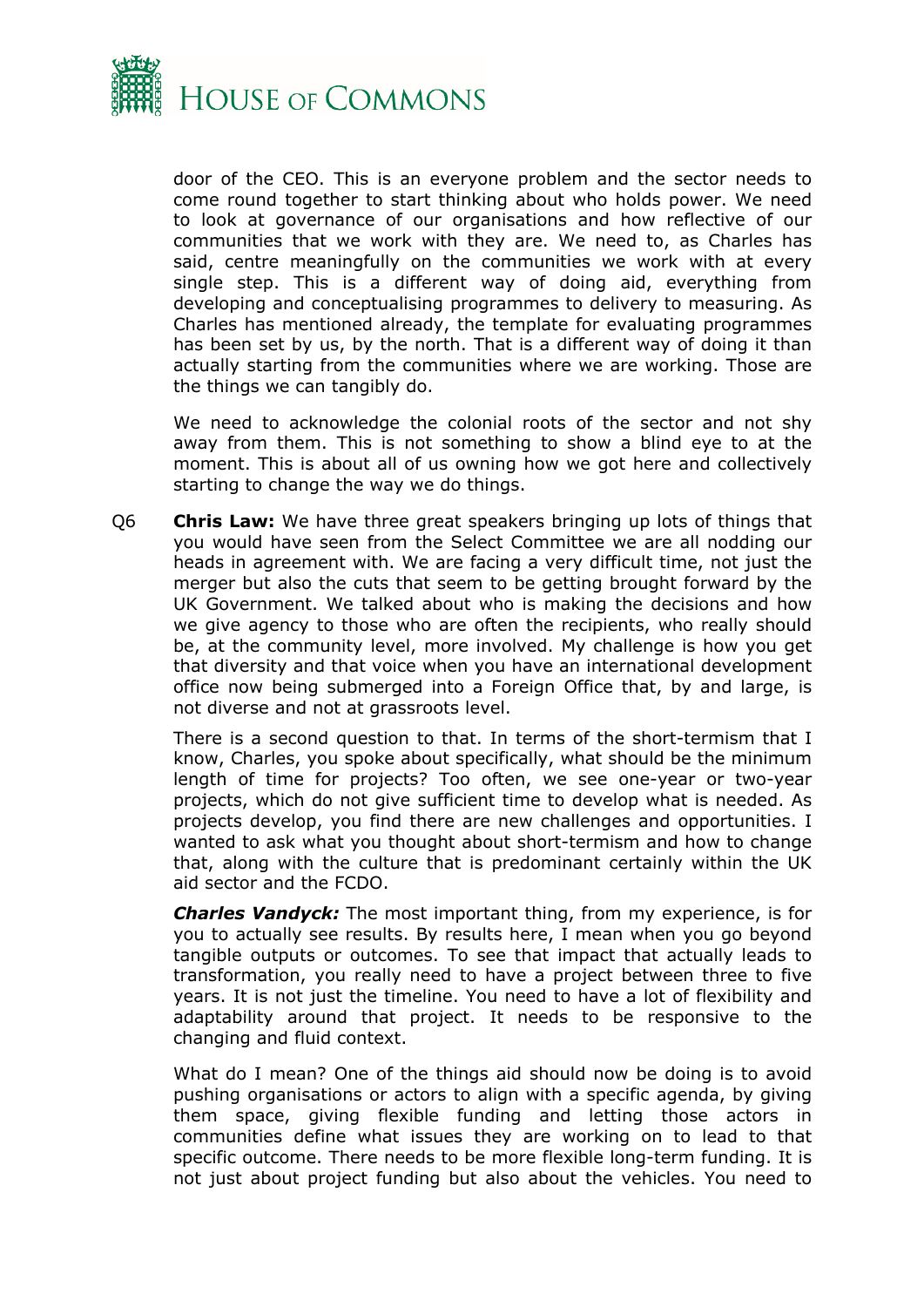door of the CEO. This is an everyone problem and the sector needs to come round together to start thinking about who holds power. We need to look at governance of our organisations and how reflective of our communities that we work with they are. We need to, as Charles has said, centre meaningfully on the communities we work with at every single step. This is a different way of doing aid, everything from developing and conceptualising programmes to delivery to measuring. As Charles has mentioned already, the template for evaluating programmes has been set by us, by the north. That is a different way of doing it than actually starting from the communities where we are working. Those are the things we can tangibly do.

We need to acknowledge the colonial roots of the sector and not shy away from them. This is not something to show a blind eye to at the moment. This is about all of us owning how we got here and collectively starting to change the way we do things.

Q6 **Chris Law:** We have three great speakers bringing up lots of things that you would have seen from the Select Committee we are all nodding our heads in agreement with. We are facing a very difficult time, not just the merger but also the cuts that seem to be getting brought forward by the UK Government. We talked about who is making the decisions and how we give agency to those who are often the recipients, who really should be, at the community level, more involved. My challenge is how you get that diversity and that voice when you have an international development office now being submerged into a Foreign Office that, by and large, is not diverse and not at grassroots level.

There is a second question to that. In terms of the short-termism that I know, Charles, you spoke about specifically, what should be the minimum length of time for projects? Too often, we see one-year or two-year projects, which do not give sufficient time to develop what is needed. As projects develop, you find there are new challenges and opportunities. I wanted to ask what you thought about short-termism and how to change that, along with the culture that is predominant certainly within the UK aid sector and the FCDO.

***Charles Vandyck:*** The most important thing, from my experience, is for you to actually see results. By results here, I mean when you go beyond tangible outputs or outcomes. To see that impact that actually leads to transformation, you really need to have a project between three to five years. It is not just the timeline. You need to have a lot of flexibility and adaptability around that project. It needs to be responsive to the changing and fluid context.

What do I mean? One of the things aid should now be doing is to avoid pushing organisations or actors to align with a specific agenda, by giving them space, giving flexible funding and letting those actors in communities define what issues they are working on to lead to that specific outcome. There needs to be more flexible long-term funding. It is not just about project funding but also about the vehicles. You need to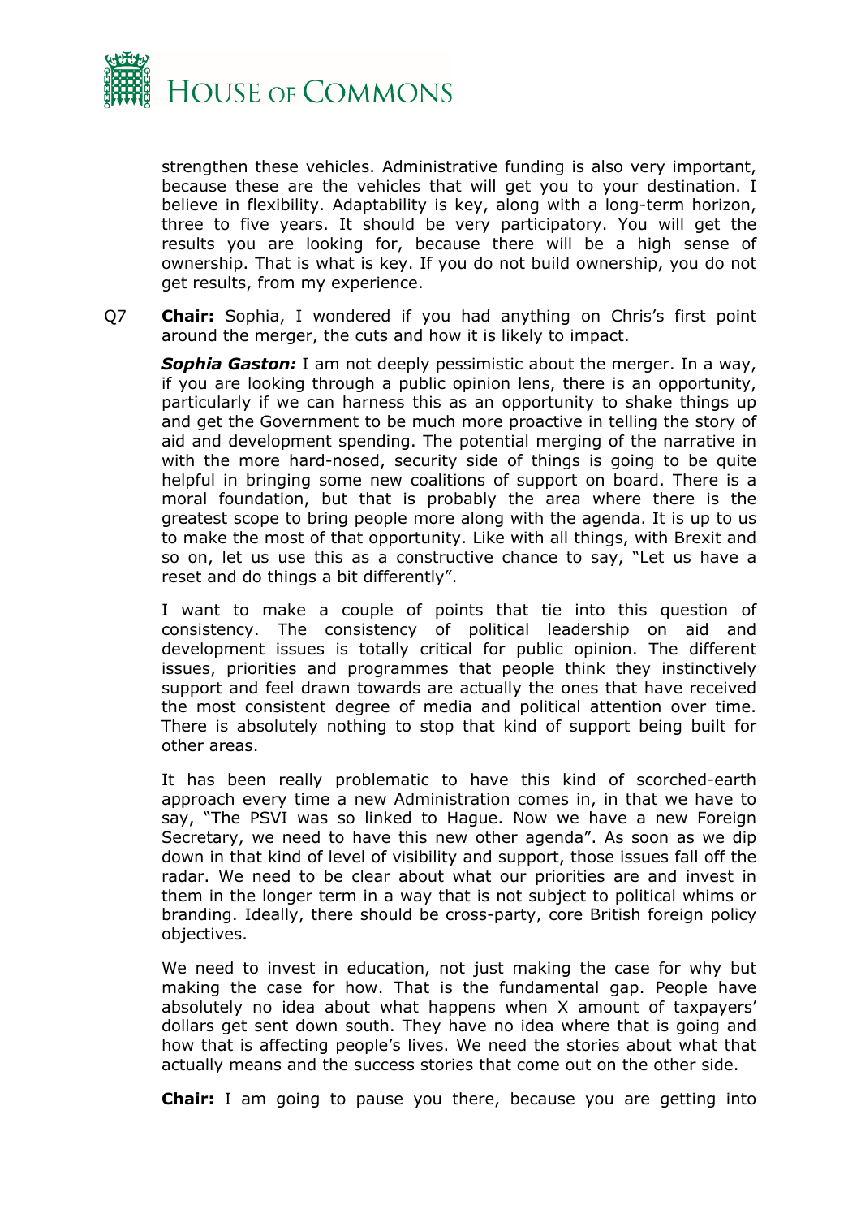strengthen these vehicles. Administrative funding is also very important, because these are the vehicles that will get you to your destination. I believe in flexibility. Adaptability is key, along with a long-term horizon, three to five years. It should be very participatory. You will get the results you are looking for, because there will be a high sense of ownership. That is what is key. If you do not build ownership, you do not get results, from my experience.

Q7 **Chair:** Sophia, I wondered if you had anything on Chris's first point around the merger, the cuts and how it is likely to impact.

***Sophia Gaston:*** I am not deeply pessimistic about the merger. In a way, if you are looking through a public opinion lens, there is an opportunity, particularly if we can harness this as an opportunity to shake things up and get the Government to be much more proactive in telling the story of aid and development spending. The potential merging of the narrative in with the more hard-nosed, security side of things is going to be quite helpful in bringing some new coalitions of support on board. There is a moral foundation, but that is probably the area where there is the greatest scope to bring people more along with the agenda. It is up to us to make the most of that opportunity. Like with all things, with Brexit and so on, let us use this as a constructive chance to say, "Let us have a reset and do things a bit differently".

I want to make a couple of points that tie into this question of consistency. The consistency of political leadership on aid and development issues is totally critical for public opinion. The different issues, priorities and programmes that people think they instinctively support and feel drawn towards are actually the ones that have received the most consistent degree of media and political attention over time. There is absolutely nothing to stop that kind of support being built for other areas.

It has been really problematic to have this kind of scorched-earth approach every time a new Administration comes in, in that we have to say, "The PSVI was so linked to Hague. Now we have a new Foreign Secretary, we need to have this new other agenda". As soon as we dip down in that kind of level of visibility and support, those issues fall off the radar. We need to be clear about what our priorities are and invest in them in the longer term in a way that is not subject to political whims or branding. Ideally, there should be cross-party, core British foreign policy objectives.

We need to invest in education, not just making the case for why but making the case for how. That is the fundamental gap. People have absolutely no idea about what happens when X amount of taxpayers' dollars get sent down south. They have no idea where that is going and how that is affecting people's lives. We need the stories about what that actually means and the success stories that come out on the other side.

**Chair:** I am going to pause you there, because you are getting into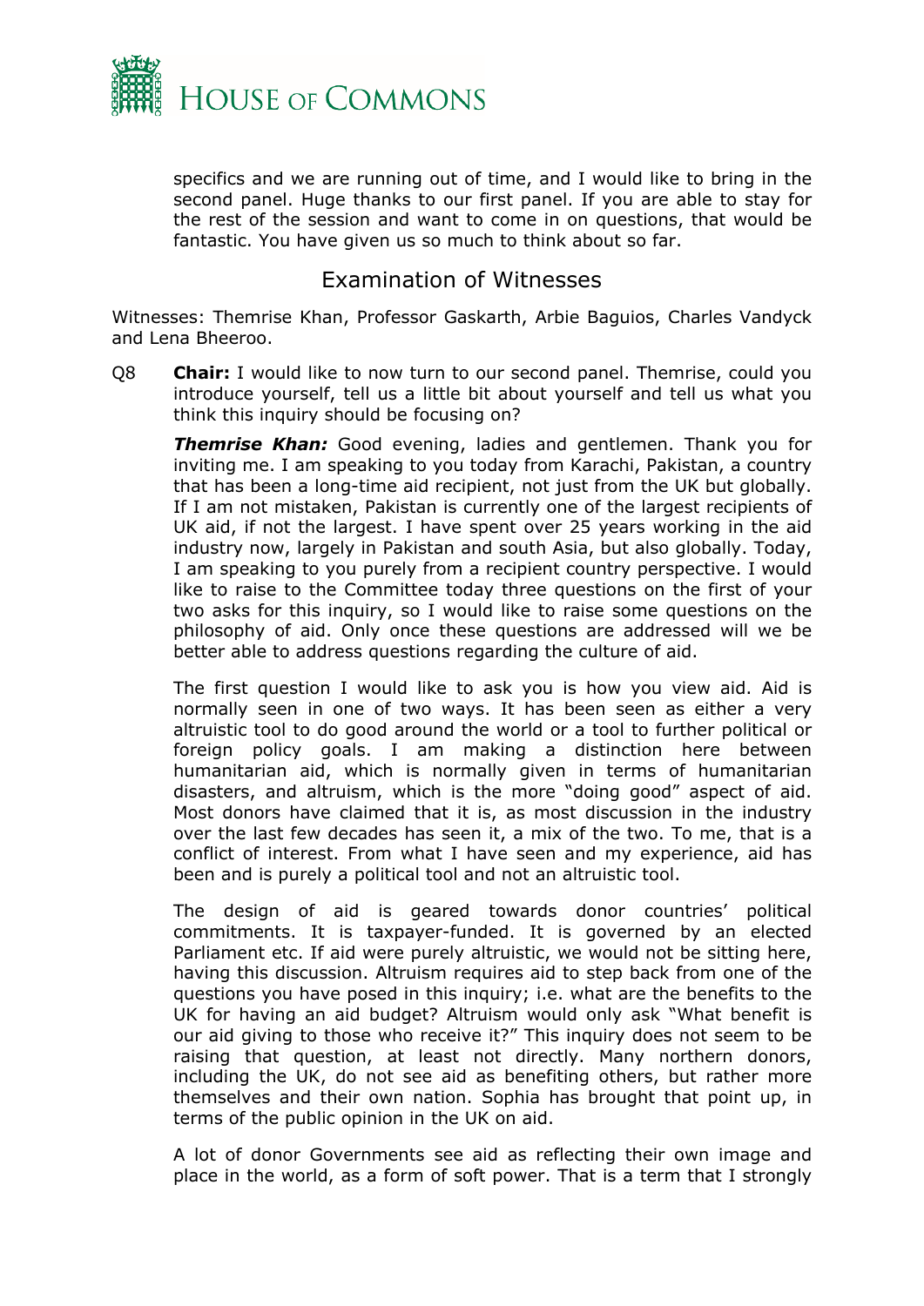specifics and we are running out of time, and I would like to bring in the second panel. Huge thanks to our first panel. If you are able to stay for the rest of the session and want to come in on questions, that would be fantastic. You have given us so much to think about so far.

## Examination of Witnesses

Witnesses: Themrise Khan, Professor Gaskarth, Arbie Baguios, Charles Vandyck and Lena Bheeroo.

Q8 **Chair:** I would like to now turn to our second panel. Themrise, could you introduce yourself, tell us a little bit about yourself and tell us what you think this inquiry should be focusing on?

***Themrise Khan:*** Good evening, ladies and gentlemen. Thank you for inviting me. I am speaking to you today from Karachi, Pakistan, a country that has been a long-time aid recipient, not just from the UK but globally. If I am not mistaken, Pakistan is currently one of the largest recipients of UK aid, if not the largest. I have spent over 25 years working in the aid industry now, largely in Pakistan and south Asia, but also globally. Today, I am speaking to you purely from a recipient country perspective. I would like to raise to the Committee today three questions on the first of your two asks for this inquiry, so I would like to raise some questions on the philosophy of aid. Only once these questions are addressed will we be better able to address questions regarding the culture of aid.

The first question I would like to ask you is how you view aid. Aid is normally seen in one of two ways. It has been seen as either a very altruistic tool to do good around the world or a tool to further political or foreign policy goals. I am making a distinction here between humanitarian aid, which is normally given in terms of humanitarian disasters, and altruism, which is the more "doing good" aspect of aid. Most donors have claimed that it is, as most discussion in the industry over the last few decades has seen it, a mix of the two. To me, that is a conflict of interest. From what I have seen and my experience, aid has been and is purely a political tool and not an altruistic tool.

The design of aid is geared towards donor countries' political commitments. It is taxpayer-funded. It is governed by an elected Parliament etc. If aid were purely altruistic, we would not be sitting here, having this discussion. Altruism requires aid to step back from one of the questions you have posed in this inquiry; i.e. what are the benefits to the UK for having an aid budget? Altruism would only ask "What benefit is our aid giving to those who receive it?" This inquiry does not seem to be raising that question, at least not directly. Many northern donors, including the UK, do not see aid as benefiting others, but rather more themselves and their own nation. Sophia has brought that point up, in terms of the public opinion in the UK on aid.

A lot of donor Governments see aid as reflecting their own image and place in the world, as a form of soft power. That is a term that I strongly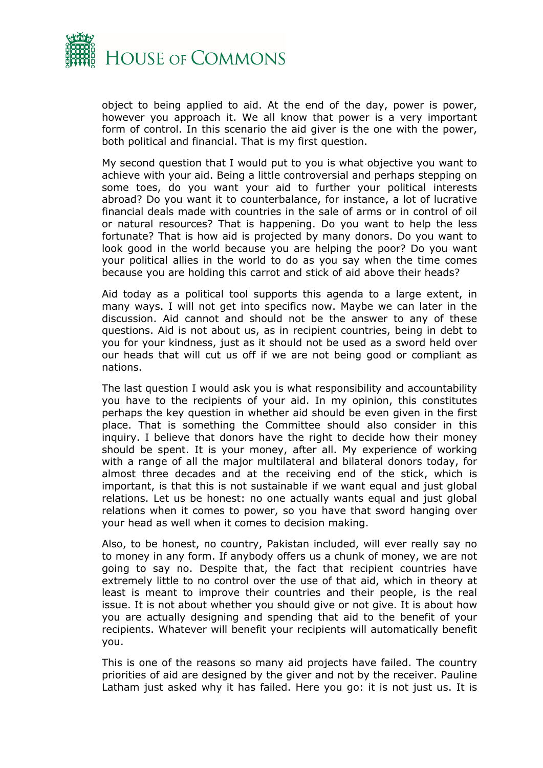object to being applied to aid. At the end of the day, power is power, however you approach it. We all know that power is a very important form of control. In this scenario the aid giver is the one with the power, both political and financial. That is my first question.

My second question that I would put to you is what objective you want to achieve with your aid. Being a little controversial and perhaps stepping on some toes, do you want your aid to further your political interests abroad? Do you want it to counterbalance, for instance, a lot of lucrative financial deals made with countries in the sale of arms or in control of oil or natural resources? That is happening. Do you want to help the less fortunate? That is how aid is projected by many donors. Do you want to look good in the world because you are helping the poor? Do you want your political allies in the world to do as you say when the time comes because you are holding this carrot and stick of aid above their heads?

Aid today as a political tool supports this agenda to a large extent, in many ways. I will not get into specifics now. Maybe we can later in the discussion. Aid cannot and should not be the answer to any of these questions. Aid is not about us, as in recipient countries, being in debt to you for your kindness, just as it should not be used as a sword held over our heads that will cut us off if we are not being good or compliant as nations.

The last question I would ask you is what responsibility and accountability you have to the recipients of your aid. In my opinion, this constitutes perhaps the key question in whether aid should be even given in the first place. That is something the Committee should also consider in this inquiry. I believe that donors have the right to decide how their money should be spent. It is your money, after all. My experience of working with a range of all the major multilateral and bilateral donors today, for almost three decades and at the receiving end of the stick, which is important, is that this is not sustainable if we want equal and just global relations. Let us be honest: no one actually wants equal and just global relations when it comes to power, so you have that sword hanging over your head as well when it comes to decision making.

Also, to be honest, no country, Pakistan included, will ever really say no to money in any form. If anybody offers us a chunk of money, we are not going to say no. Despite that, the fact that recipient countries have extremely little to no control over the use of that aid, which in theory at least is meant to improve their countries and their people, is the real issue. It is not about whether you should give or not give. It is about how you are actually designing and spending that aid to the benefit of your recipients. Whatever will benefit your recipients will automatically benefit you.

This is one of the reasons so many aid projects have failed. The country priorities of aid are designed by the giver and not by the receiver. Pauline Latham just asked why it has failed. Here you go: it is not just us. It is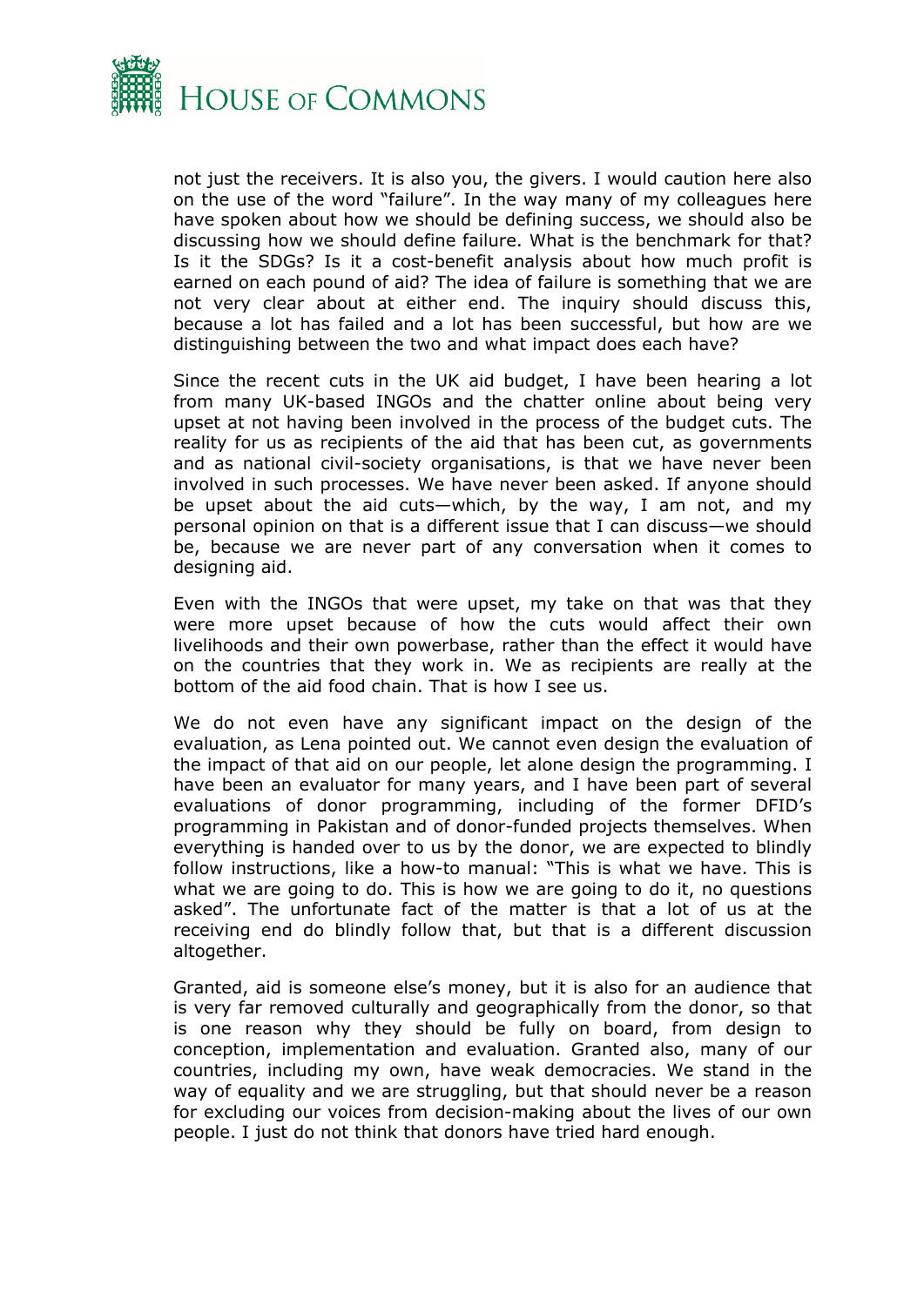not just the receivers. It is also you, the givers. I would caution here also on the use of the word "failure". In the way many of my colleagues here have spoken about how we should be defining success, we should also be discussing how we should define failure. What is the benchmark for that? Is it the SDGs? Is it a cost-benefit analysis about how much profit is earned on each pound of aid? The idea of failure is something that we are not very clear about at either end. The inquiry should discuss this, because a lot has failed and a lot has been successful, but how are we distinguishing between the two and what impact does each have?

Since the recent cuts in the UK aid budget, I have been hearing a lot from many UK-based INGOs and the chatter online about being very upset at not having been involved in the process of the budget cuts. The reality for us as recipients of the aid that has been cut, as governments and as national civil-society organisations, is that we have never been involved in such processes. We have never been asked. If anyone should be upset about the aid cuts—which, by the way, I am not, and my personal opinion on that is a different issue that I can discuss—we should be, because we are never part of any conversation when it comes to designing aid.

Even with the INGOs that were upset, my take on that was that they were more upset because of how the cuts would affect their own livelihoods and their own powerbase, rather than the effect it would have on the countries that they work in. We as recipients are really at the bottom of the aid food chain. That is how I see us.

We do not even have any significant impact on the design of the evaluation, as Lena pointed out. We cannot even design the evaluation of the impact of that aid on our people, let alone design the programming. I have been an evaluator for many years, and I have been part of several evaluations of donor programming, including of the former DFID's programming in Pakistan and of donor-funded projects themselves. When everything is handed over to us by the donor, we are expected to blindly follow instructions, like a how-to manual: "This is what we have. This is what we are going to do. This is how we are going to do it, no questions asked". The unfortunate fact of the matter is that a lot of us at the receiving end do blindly follow that, but that is a different discussion altogether.

Granted, aid is someone else's money, but it is also for an audience that is very far removed culturally and geographically from the donor, so that is one reason why they should be fully on board, from design to conception, implementation and evaluation. Granted also, many of our countries, including my own, have weak democracies. We stand in the way of equality and we are struggling, but that should never be a reason for excluding our voices from decision-making about the lives of our own people. I just do not think that donors have tried hard enough.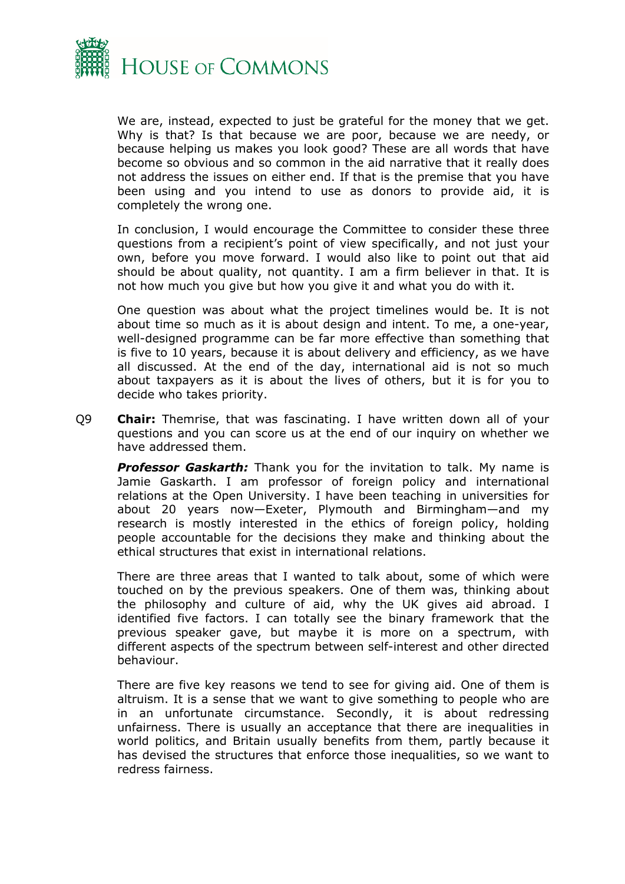We are, instead, expected to just be grateful for the money that we get. Why is that? Is that because we are poor, because we are needy, or because helping us makes you look good? These are all words that have become so obvious and so common in the aid narrative that it really does not address the issues on either end. If that is the premise that you have been using and you intend to use as donors to provide aid, it is completely the wrong one.

In conclusion, I would encourage the Committee to consider these three questions from a recipient's point of view specifically, and not just your own, before you move forward. I would also like to point out that aid should be about quality, not quantity. I am a firm believer in that. It is not how much you give but how you give it and what you do with it.

One question was about what the project timelines would be. It is not about time so much as it is about design and intent. To me, a one-year, well-designed programme can be far more effective than something that is five to 10 years, because it is about delivery and efficiency, as we have all discussed. At the end of the day, international aid is not so much about taxpayers as it is about the lives of others, but it is for you to decide who takes priority.

Q9 **Chair:** Themrise, that was fascinating. I have written down all of your questions and you can score us at the end of our inquiry on whether we have addressed them.

***Professor Gaskarth:*** Thank you for the invitation to talk. My name is Jamie Gaskarth. I am professor of foreign policy and international relations at the Open University. I have been teaching in universities for about 20 years now—Exeter, Plymouth and Birmingham—and my research is mostly interested in the ethics of foreign policy, holding people accountable for the decisions they make and thinking about the ethical structures that exist in international relations.

There are three areas that I wanted to talk about, some of which were touched on by the previous speakers. One of them was, thinking about the philosophy and culture of aid, why the UK gives aid abroad. I identified five factors. I can totally see the binary framework that the previous speaker gave, but maybe it is more on a spectrum, with different aspects of the spectrum between self-interest and other directed behaviour.

There are five key reasons we tend to see for giving aid. One of them is altruism. It is a sense that we want to give something to people who are in an unfortunate circumstance. Secondly, it is about redressing unfairness. There is usually an acceptance that there are inequalities in world politics, and Britain usually benefits from them, partly because it has devised the structures that enforce those inequalities, so we want to redress fairness.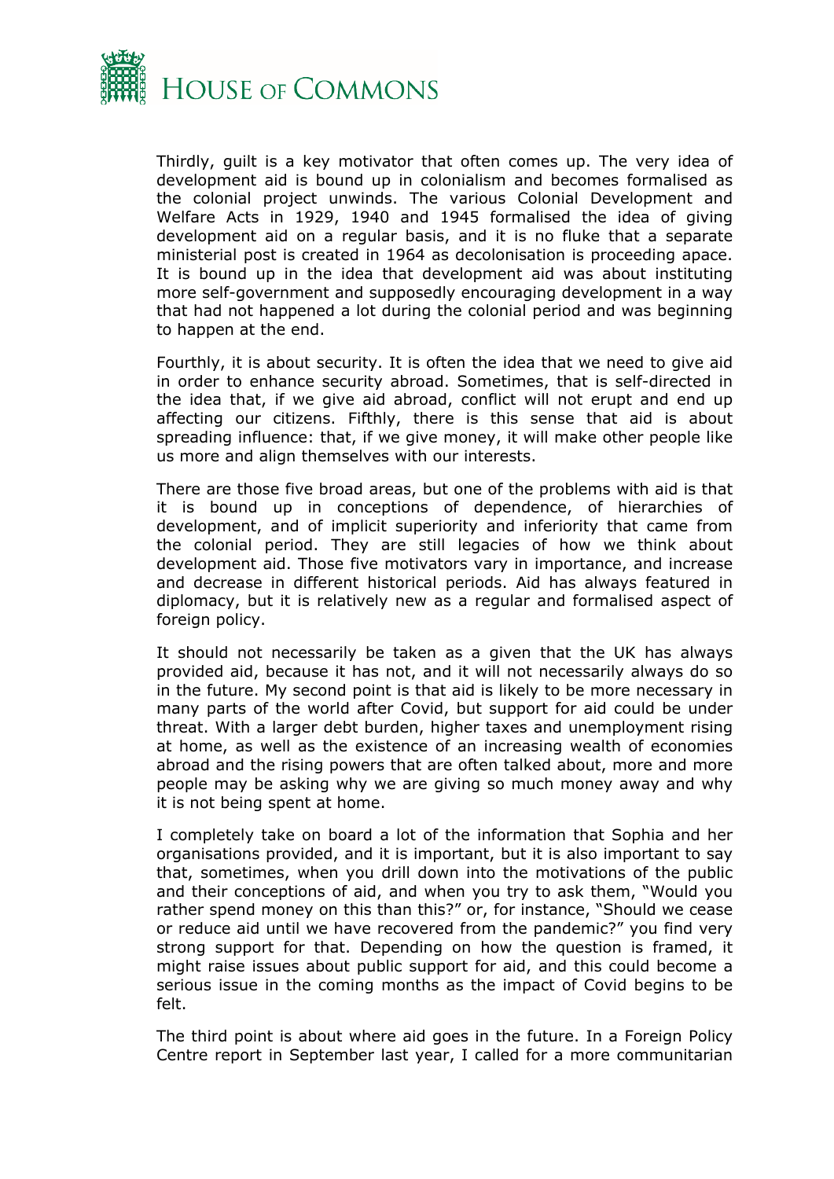Thirdly, guilt is a key motivator that often comes up. The very idea of development aid is bound up in colonialism and becomes formalised as the colonial project unwinds. The various Colonial Development and Welfare Acts in 1929, 1940 and 1945 formalised the idea of giving development aid on a regular basis, and it is no fluke that a separate ministerial post is created in 1964 as decolonisation is proceeding apace. It is bound up in the idea that development aid was about instituting more self-government and supposedly encouraging development in a way that had not happened a lot during the colonial period and was beginning to happen at the end.

Fourthly, it is about security. It is often the idea that we need to give aid in order to enhance security abroad. Sometimes, that is self-directed in the idea that, if we give aid abroad, conflict will not erupt and end up affecting our citizens. Fifthly, there is this sense that aid is about spreading influence: that, if we give money, it will make other people like us more and align themselves with our interests.

There are those five broad areas, but one of the problems with aid is that it is bound up in conceptions of dependence, of hierarchies of development, and of implicit superiority and inferiority that came from the colonial period. They are still legacies of how we think about development aid. Those five motivators vary in importance, and increase and decrease in different historical periods. Aid has always featured in diplomacy, but it is relatively new as a regular and formalised aspect of foreign policy.

It should not necessarily be taken as a given that the UK has always provided aid, because it has not, and it will not necessarily always do so in the future. My second point is that aid is likely to be more necessary in many parts of the world after Covid, but support for aid could be under threat. With a larger debt burden, higher taxes and unemployment rising at home, as well as the existence of an increasing wealth of economies abroad and the rising powers that are often talked about, more and more people may be asking why we are giving so much money away and why it is not being spent at home.

I completely take on board a lot of the information that Sophia and her organisations provided, and it is important, but it is also important to say that, sometimes, when you drill down into the motivations of the public and their conceptions of aid, and when you try to ask them, "Would you rather spend money on this than this?" or, for instance, "Should we cease or reduce aid until we have recovered from the pandemic?" you find very strong support for that. Depending on how the question is framed, it might raise issues about public support for aid, and this could become a serious issue in the coming months as the impact of Covid begins to be felt.

The third point is about where aid goes in the future. In a Foreign Policy Centre report in September last year, I called for a more communitarian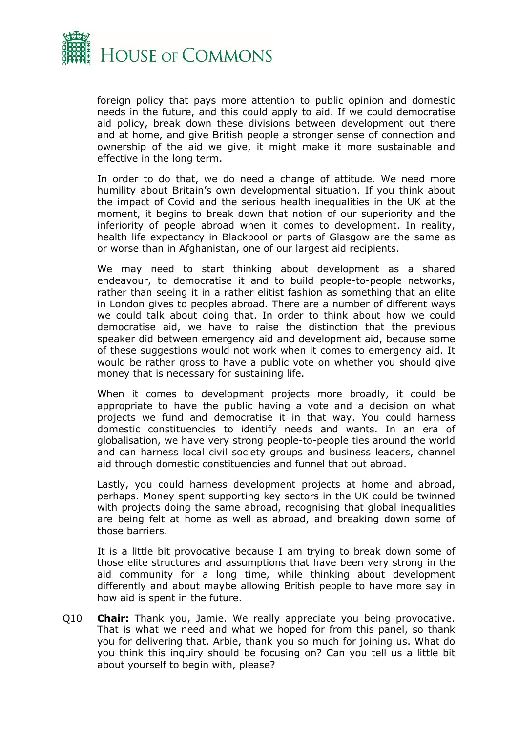foreign policy that pays more attention to public opinion and domestic needs in the future, and this could apply to aid. If we could democratise aid policy, break down these divisions between development out there and at home, and give British people a stronger sense of connection and ownership of the aid we give, it might make it more sustainable and effective in the long term.

In order to do that, we do need a change of attitude. We need more humility about Britain's own developmental situation. If you think about the impact of Covid and the serious health inequalities in the UK at the moment, it begins to break down that notion of our superiority and the inferiority of people abroad when it comes to development. In reality, health life expectancy in Blackpool or parts of Glasgow are the same as or worse than in Afghanistan, one of our largest aid recipients.

We may need to start thinking about development as a shared endeavour, to democratise it and to build people-to-people networks, rather than seeing it in a rather elitist fashion as something that an elite in London gives to peoples abroad. There are a number of different ways we could talk about doing that. In order to think about how we could democratise aid, we have to raise the distinction that the previous speaker did between emergency aid and development aid, because some of these suggestions would not work when it comes to emergency aid. It would be rather gross to have a public vote on whether you should give money that is necessary for sustaining life.

When it comes to development projects more broadly, it could be appropriate to have the public having a vote and a decision on what projects we fund and democratise it in that way. You could harness domestic constituencies to identify needs and wants. In an era of globalisation, we have very strong people-to-people ties around the world and can harness local civil society groups and business leaders, channel aid through domestic constituencies and funnel that out abroad.

Lastly, you could harness development projects at home and abroad, perhaps. Money spent supporting key sectors in the UK could be twinned with projects doing the same abroad, recognising that global inequalities are being felt at home as well as abroad, and breaking down some of those barriers.

It is a little bit provocative because I am trying to break down some of those elite structures and assumptions that have been very strong in the aid community for a long time, while thinking about development differently and about maybe allowing British people to have more say in how aid is spent in the future.

Q10 **Chair:** Thank you, Jamie. We really appreciate you being provocative. That is what we need and what we hoped for from this panel, so thank you for delivering that. Arbie, thank you so much for joining us. What do you think this inquiry should be focusing on? Can you tell us a little bit about yourself to begin with, please?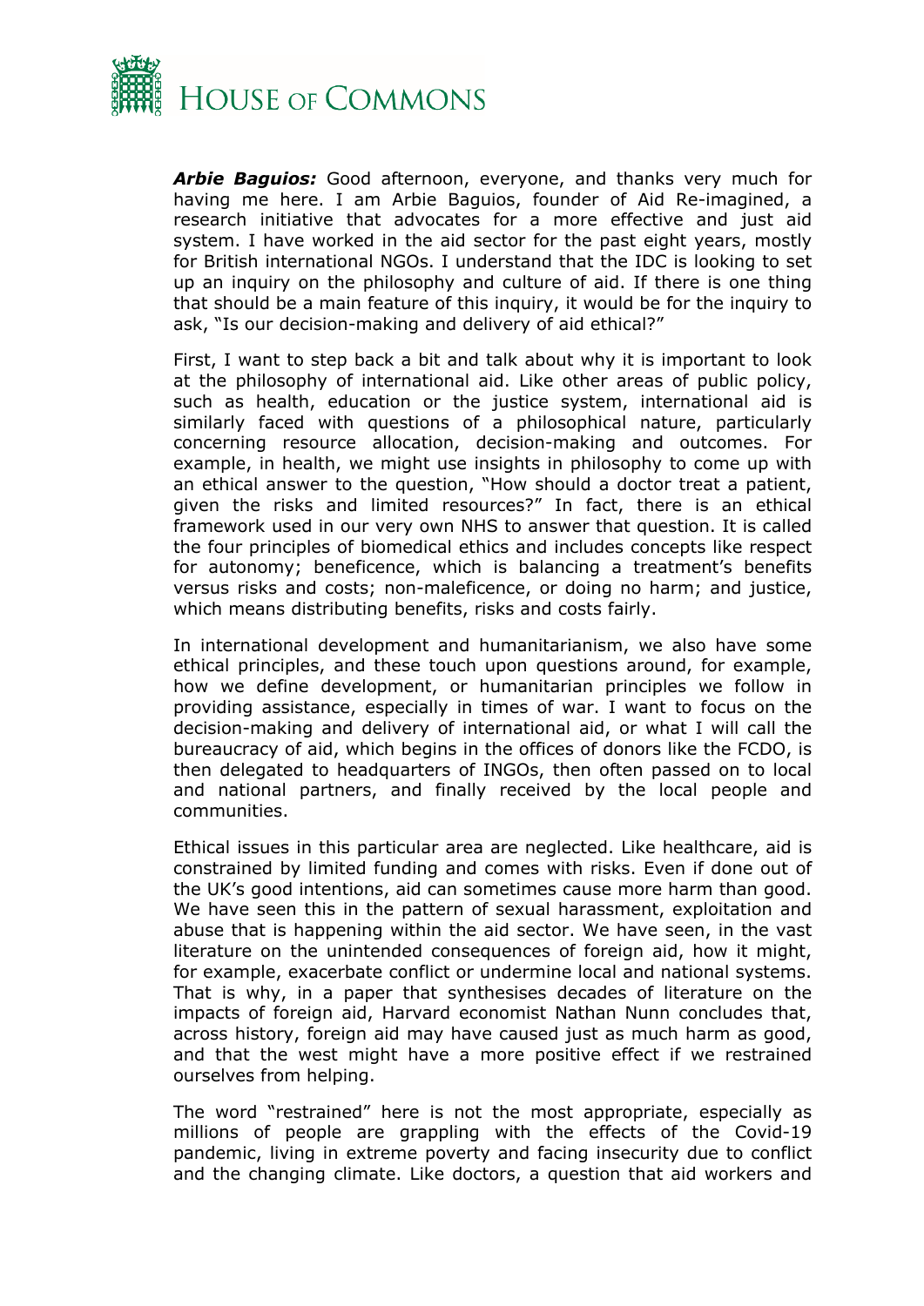***Arbie Baguios:*** Good afternoon, everyone, and thanks very much for having me here. I am Arbie Baguios, founder of Aid Re-imagined, a research initiative that advocates for a more effective and just aid system. I have worked in the aid sector for the past eight years, mostly for British international NGOs. I understand that the IDC is looking to set up an inquiry on the philosophy and culture of aid. If there is one thing that should be a main feature of this inquiry, it would be for the inquiry to ask, "Is our decision-making and delivery of aid ethical?"

First, I want to step back a bit and talk about why it is important to look at the philosophy of international aid. Like other areas of public policy, such as health, education or the justice system, international aid is similarly faced with questions of a philosophical nature, particularly concerning resource allocation, decision-making and outcomes. For example, in health, we might use insights in philosophy to come up with an ethical answer to the question, "How should a doctor treat a patient, given the risks and limited resources?" In fact, there is an ethical framework used in our very own NHS to answer that question. It is called the four principles of biomedical ethics and includes concepts like respect for autonomy; beneficence, which is balancing a treatment's benefits versus risks and costs; non-maleficence, or doing no harm; and justice, which means distributing benefits, risks and costs fairly.

In international development and humanitarianism, we also have some ethical principles, and these touch upon questions around, for example, how we define development, or humanitarian principles we follow in providing assistance, especially in times of war. I want to focus on the decision-making and delivery of international aid, or what I will call the bureaucracy of aid, which begins in the offices of donors like the FCDO, is then delegated to headquarters of INGOs, then often passed on to local and national partners, and finally received by the local people and communities.

Ethical issues in this particular area are neglected. Like healthcare, aid is constrained by limited funding and comes with risks. Even if done out of the UK's good intentions, aid can sometimes cause more harm than good. We have seen this in the pattern of sexual harassment, exploitation and abuse that is happening within the aid sector. We have seen, in the vast literature on the unintended consequences of foreign aid, how it might, for example, exacerbate conflict or undermine local and national systems. That is why, in a paper that synthesises decades of literature on the impacts of foreign aid, Harvard economist Nathan Nunn concludes that, across history, foreign aid may have caused just as much harm as good, and that the west might have a more positive effect if we restrained ourselves from helping.

The word "restrained" here is not the most appropriate, especially as millions of people are grappling with the effects of the Covid-19 pandemic, living in extreme poverty and facing insecurity due to conflict and the changing climate. Like doctors, a question that aid workers and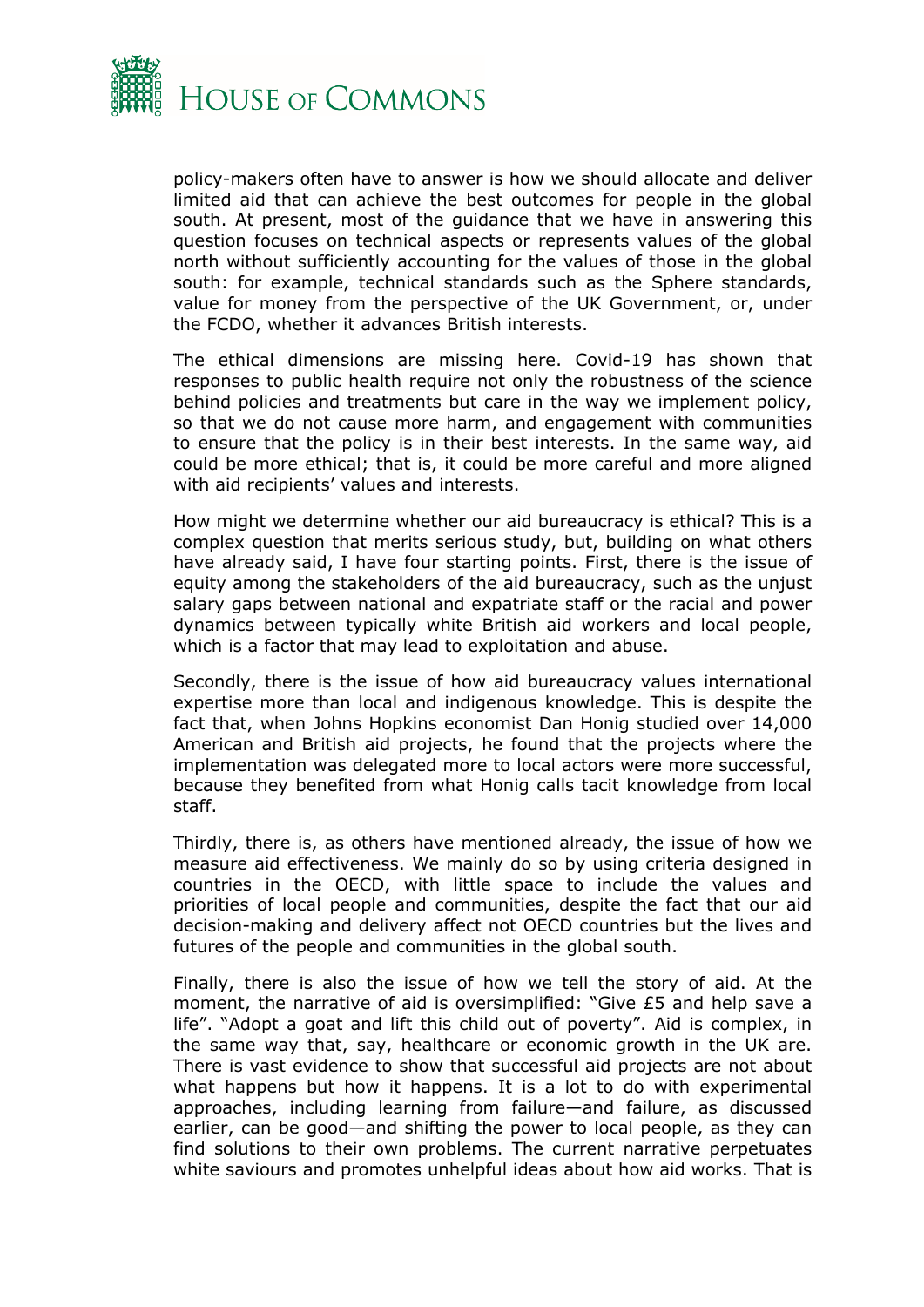policy-makers often have to answer is how we should allocate and deliver limited aid that can achieve the best outcomes for people in the global south. At present, most of the guidance that we have in answering this question focuses on technical aspects or represents values of the global north without sufficiently accounting for the values of those in the global south: for example, technical standards such as the Sphere standards, value for money from the perspective of the UK Government, or, under the FCDO, whether it advances British interests.

The ethical dimensions are missing here. Covid-19 has shown that responses to public health require not only the robustness of the science behind policies and treatments but care in the way we implement policy, so that we do not cause more harm, and engagement with communities to ensure that the policy is in their best interests. In the same way, aid could be more ethical; that is, it could be more careful and more aligned with aid recipients' values and interests.

How might we determine whether our aid bureaucracy is ethical? This is a complex question that merits serious study, but, building on what others have already said, I have four starting points. First, there is the issue of equity among the stakeholders of the aid bureaucracy, such as the unjust salary gaps between national and expatriate staff or the racial and power dynamics between typically white British aid workers and local people, which is a factor that may lead to exploitation and abuse.

Secondly, there is the issue of how aid bureaucracy values international expertise more than local and indigenous knowledge. This is despite the fact that, when Johns Hopkins economist Dan Honig studied over 14,000 American and British aid projects, he found that the projects where the implementation was delegated more to local actors were more successful, because they benefited from what Honig calls tacit knowledge from local staff.

Thirdly, there is, as others have mentioned already, the issue of how we measure aid effectiveness. We mainly do so by using criteria designed in countries in the OECD, with little space to include the values and priorities of local people and communities, despite the fact that our aid decision-making and delivery affect not OECD countries but the lives and futures of the people and communities in the global south.

Finally, there is also the issue of how we tell the story of aid. At the moment, the narrative of aid is oversimplified: "Give £5 and help save a life". "Adopt a goat and lift this child out of poverty". Aid is complex, in the same way that, say, healthcare or economic growth in the UK are. There is vast evidence to show that successful aid projects are not about what happens but how it happens. It is a lot to do with experimental approaches, including learning from failure—and failure, as discussed earlier, can be good—and shifting the power to local people, as they can find solutions to their own problems. The current narrative perpetuates white saviours and promotes unhelpful ideas about how aid works. That is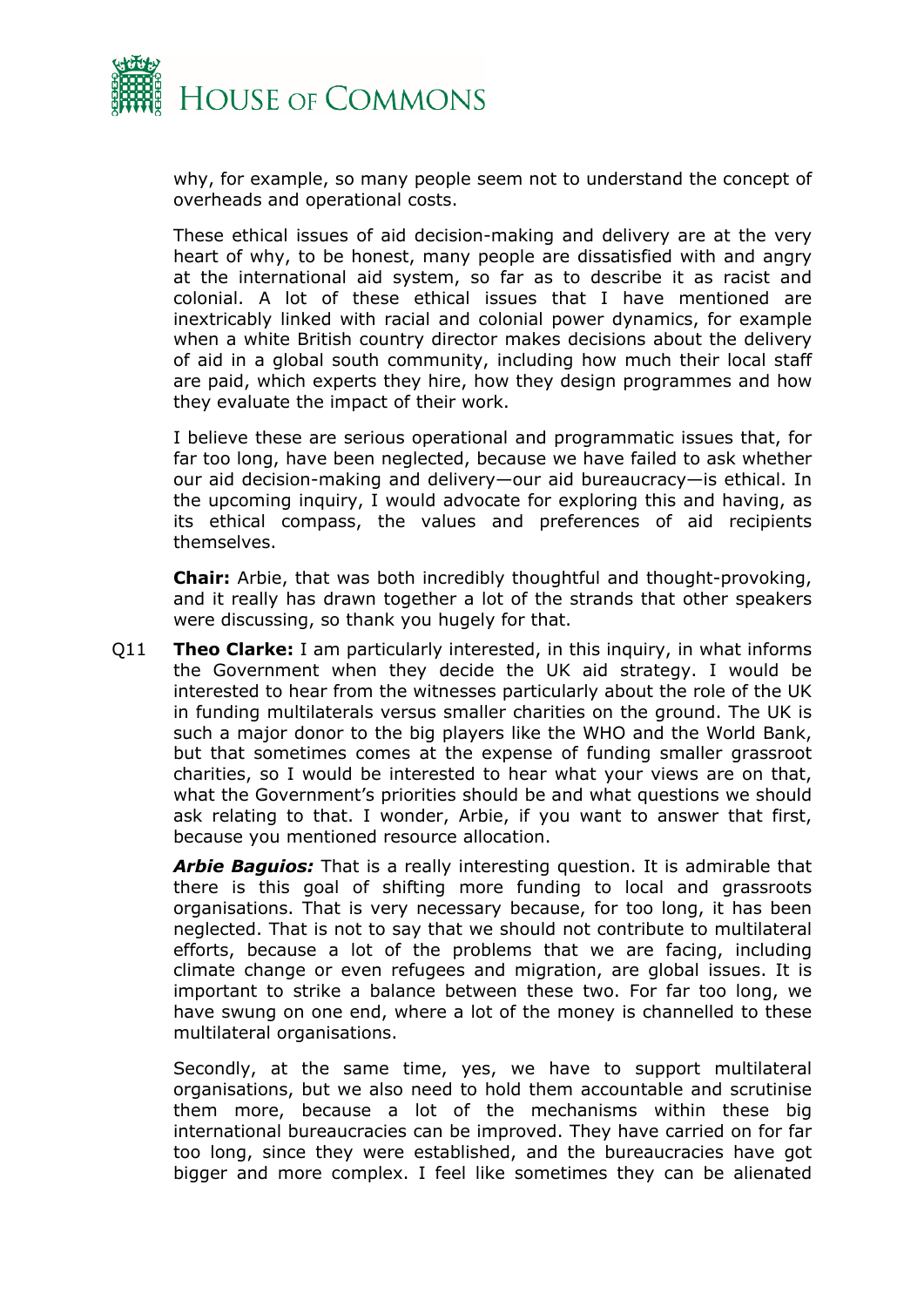why, for example, so many people seem not to understand the concept of overheads and operational costs.

These ethical issues of aid decision-making and delivery are at the very heart of why, to be honest, many people are dissatisfied with and angry at the international aid system, so far as to describe it as racist and colonial. A lot of these ethical issues that I have mentioned are inextricably linked with racial and colonial power dynamics, for example when a white British country director makes decisions about the delivery of aid in a global south community, including how much their local staff are paid, which experts they hire, how they design programmes and how they evaluate the impact of their work.

I believe these are serious operational and programmatic issues that, for far too long, have been neglected, because we have failed to ask whether our aid decision-making and delivery—our aid bureaucracy—is ethical. In the upcoming inquiry, I would advocate for exploring this and having, as its ethical compass, the values and preferences of aid recipients themselves.

**Chair:** Arbie, that was both incredibly thoughtful and thought-provoking, and it really has drawn together a lot of the strands that other speakers were discussing, so thank you hugely for that.

Q11 **Theo Clarke:** I am particularly interested, in this inquiry, in what informs the Government when they decide the UK aid strategy. I would be interested to hear from the witnesses particularly about the role of the UK in funding multilaterals versus smaller charities on the ground. The UK is such a major donor to the big players like the WHO and the World Bank, but that sometimes comes at the expense of funding smaller grassroot charities, so I would be interested to hear what your views are on that, what the Government's priorities should be and what questions we should ask relating to that. I wonder, Arbie, if you want to answer that first, because you mentioned resource allocation.

***Arbie Baguios:*** That is a really interesting question. It is admirable that there is this goal of shifting more funding to local and grassroots organisations. That is very necessary because, for too long, it has been neglected. That is not to say that we should not contribute to multilateral efforts, because a lot of the problems that we are facing, including climate change or even refugees and migration, are global issues. It is important to strike a balance between these two. For far too long, we have swung on one end, where a lot of the money is channelled to these multilateral organisations.

Secondly, at the same time, yes, we have to support multilateral organisations, but we also need to hold them accountable and scrutinise them more, because a lot of the mechanisms within these big international bureaucracies can be improved. They have carried on for far too long, since they were established, and the bureaucracies have got bigger and more complex. I feel like sometimes they can be alienated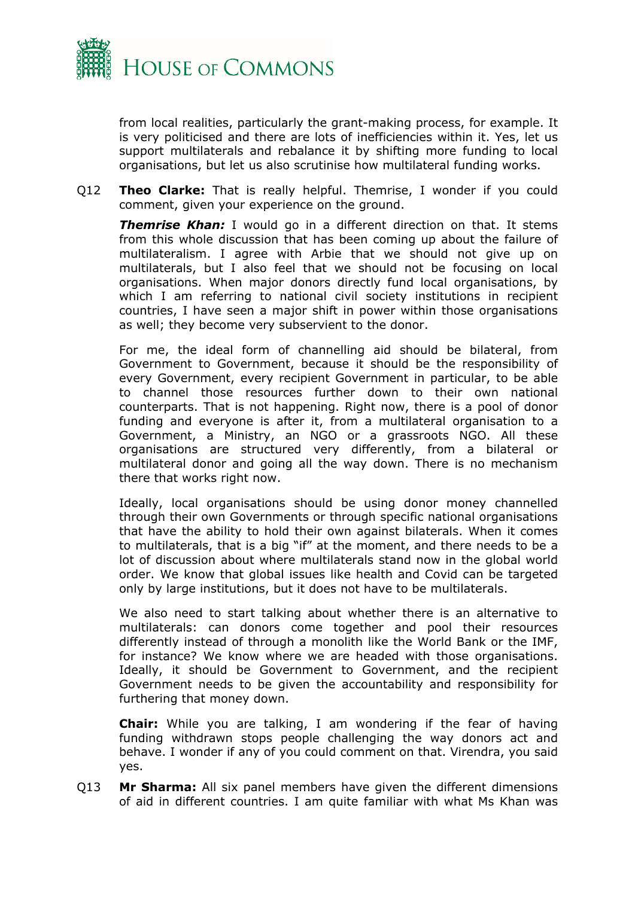from local realities, particularly the grant-making process, for example. It is very politicised and there are lots of inefficiencies within it. Yes, let us support multilaterals and rebalance it by shifting more funding to local organisations, but let us also scrutinise how multilateral funding works.

Q12 **Theo Clarke:** That is really helpful. Themrise, I wonder if you could comment, given your experience on the ground.

***Themrise Khan:*** I would go in a different direction on that. It stems from this whole discussion that has been coming up about the failure of multilateralism. I agree with Arbie that we should not give up on multilaterals, but I also feel that we should not be focusing on local organisations. When major donors directly fund local organisations, by which I am referring to national civil society institutions in recipient countries, I have seen a major shift in power within those organisations as well; they become very subservient to the donor.

For me, the ideal form of channelling aid should be bilateral, from Government to Government, because it should be the responsibility of every Government, every recipient Government in particular, to be able to channel those resources further down to their own national counterparts. That is not happening. Right now, there is a pool of donor funding and everyone is after it, from a multilateral organisation to a Government, a Ministry, an NGO or a grassroots NGO. All these organisations are structured very differently, from a bilateral or multilateral donor and going all the way down. There is no mechanism there that works right now.

Ideally, local organisations should be using donor money channelled through their own Governments or through specific national organisations that have the ability to hold their own against bilaterals. When it comes to multilaterals, that is a big "if" at the moment, and there needs to be a lot of discussion about where multilaterals stand now in the global world order. We know that global issues like health and Covid can be targeted only by large institutions, but it does not have to be multilaterals.

We also need to start talking about whether there is an alternative to multilaterals: can donors come together and pool their resources differently instead of through a monolith like the World Bank or the IMF, for instance? We know where we are headed with those organisations. Ideally, it should be Government to Government, and the recipient Government needs to be given the accountability and responsibility for furthering that money down.

**Chair:** While you are talking, I am wondering if the fear of having funding withdrawn stops people challenging the way donors act and behave. I wonder if any of you could comment on that. Virendra, you said yes.

Q13 **Mr Sharma:** All six panel members have given the different dimensions of aid in different countries. I am quite familiar with what Ms Khan was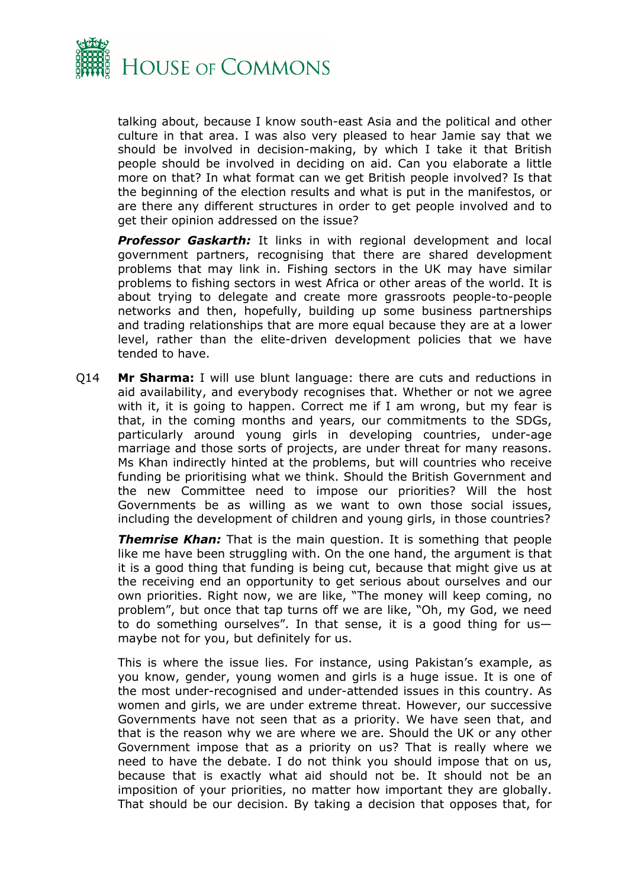talking about, because I know south-east Asia and the political and other culture in that area. I was also very pleased to hear Jamie say that we should be involved in decision-making, by which I take it that British people should be involved in deciding on aid. Can you elaborate a little more on that? In what format can we get British people involved? Is that the beginning of the election results and what is put in the manifestos, or are there any different structures in order to get people involved and to get their opinion addressed on the issue?

***Professor Gaskarth:*** It links in with regional development and local government partners, recognising that there are shared development problems that may link in. Fishing sectors in the UK may have similar problems to fishing sectors in west Africa or other areas of the world. It is about trying to delegate and create more grassroots people-to-people networks and then, hopefully, building up some business partnerships and trading relationships that are more equal because they are at a lower level, rather than the elite-driven development policies that we have tended to have.

Q14 **Mr Sharma:** I will use blunt language: there are cuts and reductions in aid availability, and everybody recognises that. Whether or not we agree with it, it is going to happen. Correct me if I am wrong, but my fear is that, in the coming months and years, our commitments to the SDGs, particularly around young girls in developing countries, under-age marriage and those sorts of projects, are under threat for many reasons. Ms Khan indirectly hinted at the problems, but will countries who receive funding be prioritising what we think. Should the British Government and the new Committee need to impose our priorities? Will the host Governments be as willing as we want to own those social issues, including the development of children and young girls, in those countries?

***Themrise Khan:*** That is the main question. It is something that people like me have been struggling with. On the one hand, the argument is that it is a good thing that funding is being cut, because that might give us at the receiving end an opportunity to get serious about ourselves and our own priorities. Right now, we are like, "The money will keep coming, no problem", but once that tap turns off we are like, "Oh, my God, we need to do something ourselves". In that sense, it is a good thing for us—maybe not for you, but definitely for us.

This is where the issue lies. For instance, using Pakistan's example, as you know, gender, young women and girls is a huge issue. It is one of the most under-recognised and under-attended issues in this country. As women and girls, we are under extreme threat. However, our successive Governments have not seen that as a priority. We have seen that, and that is the reason why we are where we are. Should the UK or any other Government impose that as a priority on us? That is really where we need to have the debate. I do not think you should impose that on us, because that is exactly what aid should not be. It should not be an imposition of your priorities, no matter how important they are globally. That should be our decision. By taking a decision that opposes that, for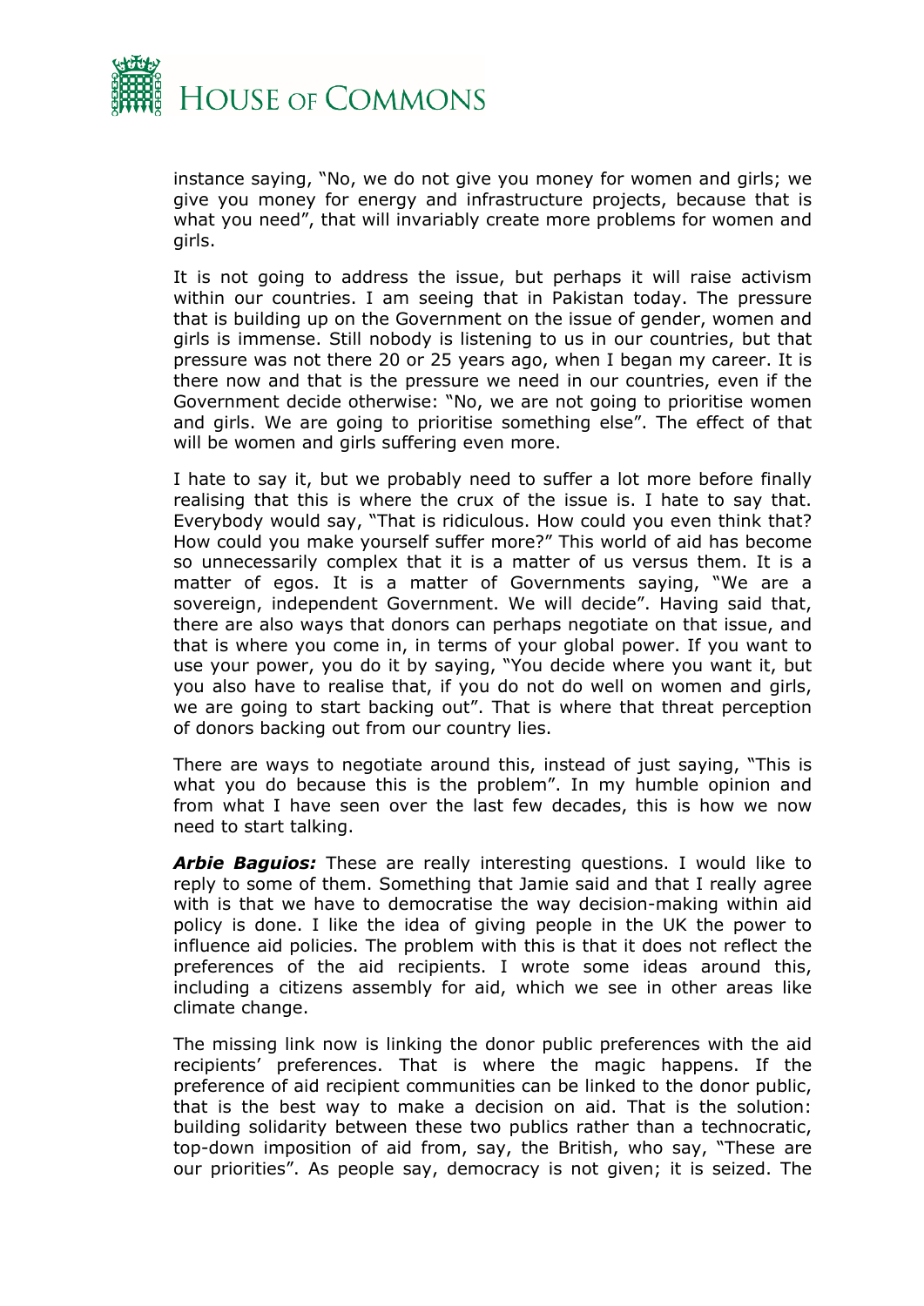instance saying, "No, we do not give you money for women and girls; we give you money for energy and infrastructure projects, because that is what you need", that will invariably create more problems for women and girls.

It is not going to address the issue, but perhaps it will raise activism within our countries. I am seeing that in Pakistan today. The pressure that is building up on the Government on the issue of gender, women and girls is immense. Still nobody is listening to us in our countries, but that pressure was not there 20 or 25 years ago, when I began my career. It is there now and that is the pressure we need in our countries, even if the Government decide otherwise: "No, we are not going to prioritise women and girls. We are going to prioritise something else". The effect of that will be women and girls suffering even more.

I hate to say it, but we probably need to suffer a lot more before finally realising that this is where the crux of the issue is. I hate to say that. Everybody would say, "That is ridiculous. How could you even think that? How could you make yourself suffer more?" This world of aid has become so unnecessarily complex that it is a matter of us versus them. It is a matter of egos. It is a matter of Governments saying, "We are a sovereign, independent Government. We will decide". Having said that, there are also ways that donors can perhaps negotiate on that issue, and that is where you come in, in terms of your global power. If you want to use your power, you do it by saying, "You decide where you want it, but you also have to realise that, if you do not do well on women and girls, we are going to start backing out". That is where that threat perception of donors backing out from our country lies.

There are ways to negotiate around this, instead of just saying, "This is what you do because this is the problem". In my humble opinion and from what I have seen over the last few decades, this is how we now need to start talking.

***Arbie Baguios:*** These are really interesting questions. I would like to reply to some of them. Something that Jamie said and that I really agree with is that we have to democratise the way decision-making within aid policy is done. I like the idea of giving people in the UK the power to influence aid policies. The problem with this is that it does not reflect the preferences of the aid recipients. I wrote some ideas around this, including a citizens assembly for aid, which we see in other areas like climate change.

The missing link now is linking the donor public preferences with the aid recipients' preferences. That is where the magic happens. If the preference of aid recipient communities can be linked to the donor public, that is the best way to make a decision on aid. That is the solution: building solidarity between these two publics rather than a technocratic, top-down imposition of aid from, say, the British, who say, "These are our priorities". As people say, democracy is not given; it is seized. The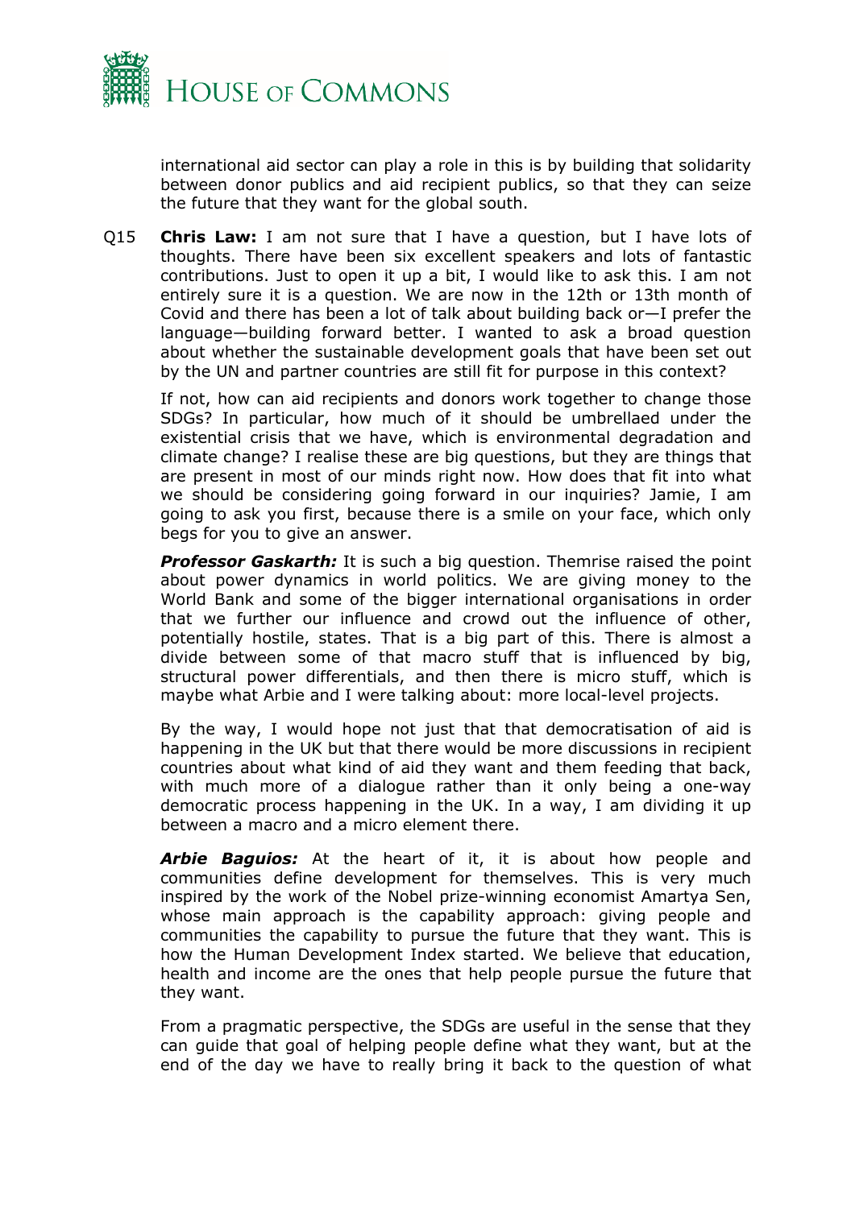international aid sector can play a role in this is by building that solidarity between donor publics and aid recipient publics, so that they can seize the future that they want for the global south.

Q15 **Chris Law:** I am not sure that I have a question, but I have lots of thoughts. There have been six excellent speakers and lots of fantastic contributions. Just to open it up a bit, I would like to ask this. I am not entirely sure it is a question. We are now in the 12th or 13th month of Covid and there has been a lot of talk about building back or—I prefer the language—building forward better. I wanted to ask a broad question about whether the sustainable development goals that have been set out by the UN and partner countries are still fit for purpose in this context?

If not, how can aid recipients and donors work together to change those SDGs? In particular, how much of it should be umbrellaed under the existential crisis that we have, which is environmental degradation and climate change? I realise these are big questions, but they are things that are present in most of our minds right now. How does that fit into what we should be considering going forward in our inquiries? Jamie, I am going to ask you first, because there is a smile on your face, which only begs for you to give an answer.

***Professor Gaskarth:*** It is such a big question. Themrise raised the point about power dynamics in world politics. We are giving money to the World Bank and some of the bigger international organisations in order that we further our influence and crowd out the influence of other, potentially hostile, states. That is a big part of this. There is almost a divide between some of that macro stuff that is influenced by big, structural power differentials, and then there is micro stuff, which is maybe what Arbie and I were talking about: more local-level projects.

By the way, I would hope not just that that democratisation of aid is happening in the UK but that there would be more discussions in recipient countries about what kind of aid they want and them feeding that back, with much more of a dialogue rather than it only being a one-way democratic process happening in the UK. In a way, I am dividing it up between a macro and a micro element there.

***Arbie Baguios:*** At the heart of it, it is about how people and communities define development for themselves. This is very much inspired by the work of the Nobel prize-winning economist Amartya Sen, whose main approach is the capability approach: giving people and communities the capability to pursue the future that they want. This is how the Human Development Index started. We believe that education, health and income are the ones that help people pursue the future that they want.

From a pragmatic perspective, the SDGs are useful in the sense that they can guide that goal of helping people define what they want, but at the end of the day we have to really bring it back to the question of what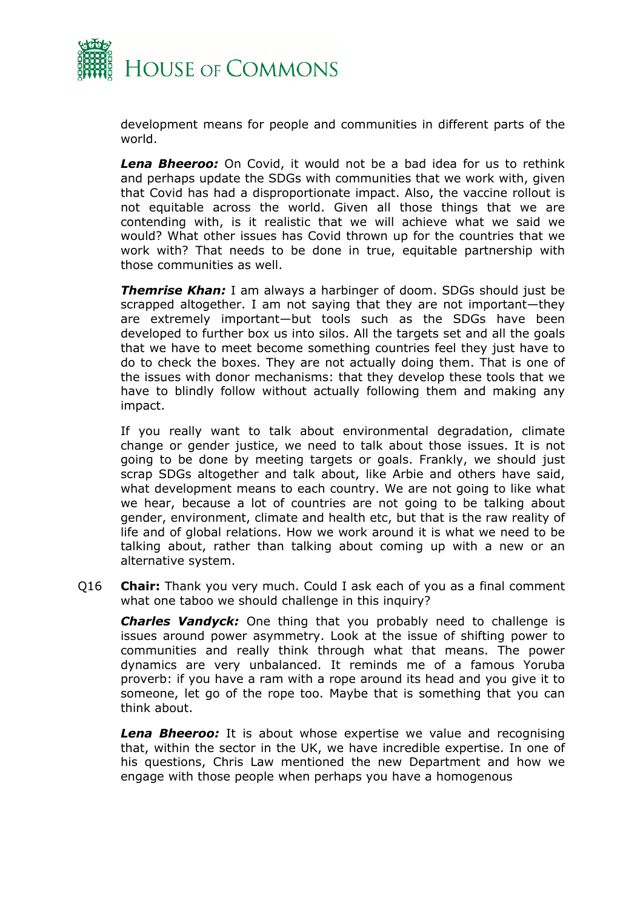development means for people and communities in different parts of the world.

***Lena Bheeroo:*** On Covid, it would not be a bad idea for us to rethink and perhaps update the SDGs with communities that we work with, given that Covid has had a disproportionate impact. Also, the vaccine rollout is not equitable across the world. Given all those things that we are contending with, is it realistic that we will achieve what we said we would? What other issues has Covid thrown up for the countries that we work with? That needs to be done in true, equitable partnership with those communities as well.

***Themrise Khan:*** I am always a harbinger of doom. SDGs should just be scrapped altogether. I am not saying that they are not important—they are extremely important—but tools such as the SDGs have been developed to further box us into silos. All the targets set and all the goals that we have to meet become something countries feel they just have to do to check the boxes. They are not actually doing them. That is one of the issues with donor mechanisms: that they develop these tools that we have to blindly follow without actually following them and making any impact.

If you really want to talk about environmental degradation, climate change or gender justice, we need to talk about those issues. It is not going to be done by meeting targets or goals. Frankly, we should just scrap SDGs altogether and talk about, like Arbie and others have said, what development means to each country. We are not going to like what we hear, because a lot of countries are not going to be talking about gender, environment, climate and health etc, but that is the raw reality of life and of global relations. How we work around it is what we need to be talking about, rather than talking about coming up with a new or an alternative system.

Q16 **Chair:** Thank you very much. Could I ask each of you as a final comment what one taboo we should challenge in this inquiry?

***Charles Vandyck:*** One thing that you probably need to challenge is issues around power asymmetry. Look at the issue of shifting power to communities and really think through what that means. The power dynamics are very unbalanced. It reminds me of a famous Yoruba proverb: if you have a ram with a rope around its head and you give it to someone, let go of the rope too. Maybe that is something that you can think about.

***Lena Bheeroo:*** It is about whose expertise we value and recognising that, within the sector in the UK, we have incredible expertise. In one of his questions, Chris Law mentioned the new Department and how we engage with those people when perhaps you have a homogenous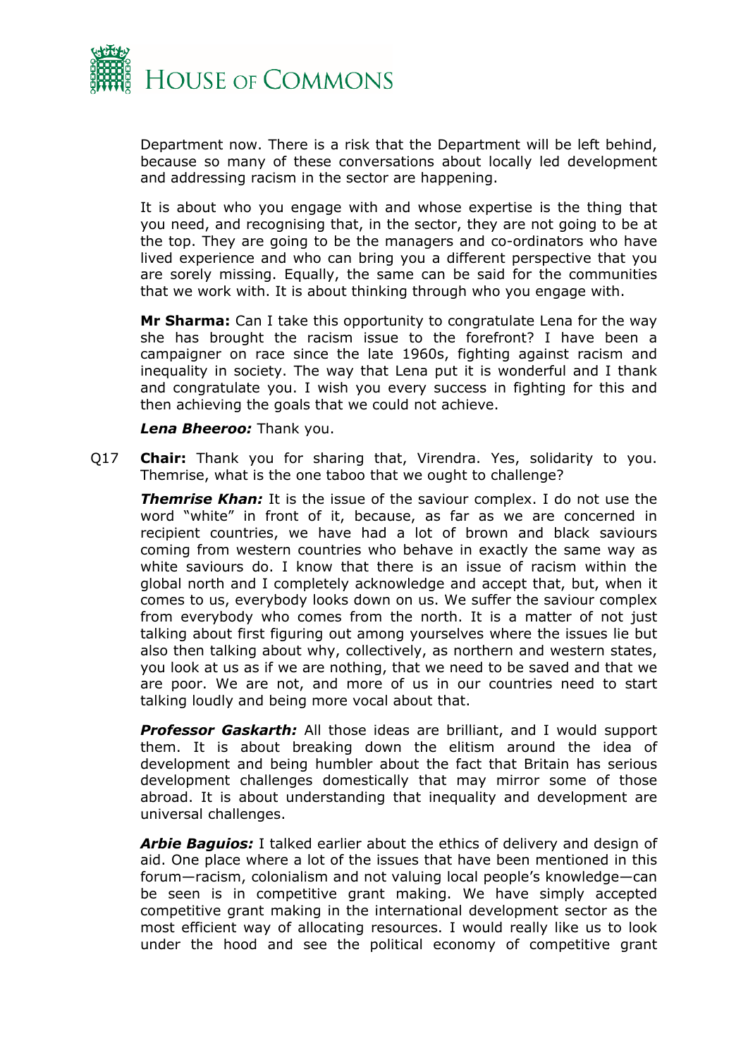Department now. There is a risk that the Department will be left behind, because so many of these conversations about locally led development and addressing racism in the sector are happening.

It is about who you engage with and whose expertise is the thing that you need, and recognising that, in the sector, they are not going to be at the top. They are going to be the managers and co-ordinators who have lived experience and who can bring you a different perspective that you are sorely missing. Equally, the same can be said for the communities that we work with. It is about thinking through who you engage with.

**Mr Sharma:** Can I take this opportunity to congratulate Lena for the way she has brought the racism issue to the forefront? I have been a campaigner on race since the late 1960s, fighting against racism and inequality in society. The way that Lena put it is wonderful and I thank and congratulate you. I wish you every success in fighting for this and then achieving the goals that we could not achieve.

***Lena Bheeroo:*** Thank you.

Q17 **Chair:** Thank you for sharing that, Virendra. Yes, solidarity to you. Themrise, what is the one taboo that we ought to challenge?

***Themrise Khan:*** It is the issue of the saviour complex. I do not use the word "white" in front of it, because, as far as we are concerned in recipient countries, we have had a lot of brown and black saviours coming from western countries who behave in exactly the same way as white saviours do. I know that there is an issue of racism within the global north and I completely acknowledge and accept that, but, when it comes to us, everybody looks down on us. We suffer the saviour complex from everybody who comes from the north. It is a matter of not just talking about first figuring out among yourselves where the issues lie but also then talking about why, collectively, as northern and western states, you look at us as if we are nothing, that we need to be saved and that we are poor. We are not, and more of us in our countries need to start talking loudly and being more vocal about that.

***Professor Gaskarth:*** All those ideas are brilliant, and I would support them. It is about breaking down the elitism around the idea of development and being humbler about the fact that Britain has serious development challenges domestically that may mirror some of those abroad. It is about understanding that inequality and development are universal challenges.

***Arbie Baguios:*** I talked earlier about the ethics of delivery and design of aid. One place where a lot of the issues that have been mentioned in this forum—racism, colonialism and not valuing local people's knowledge—can be seen is in competitive grant making. We have simply accepted competitive grant making in the international development sector as the most efficient way of allocating resources. I would really like us to look under the hood and see the political economy of competitive grant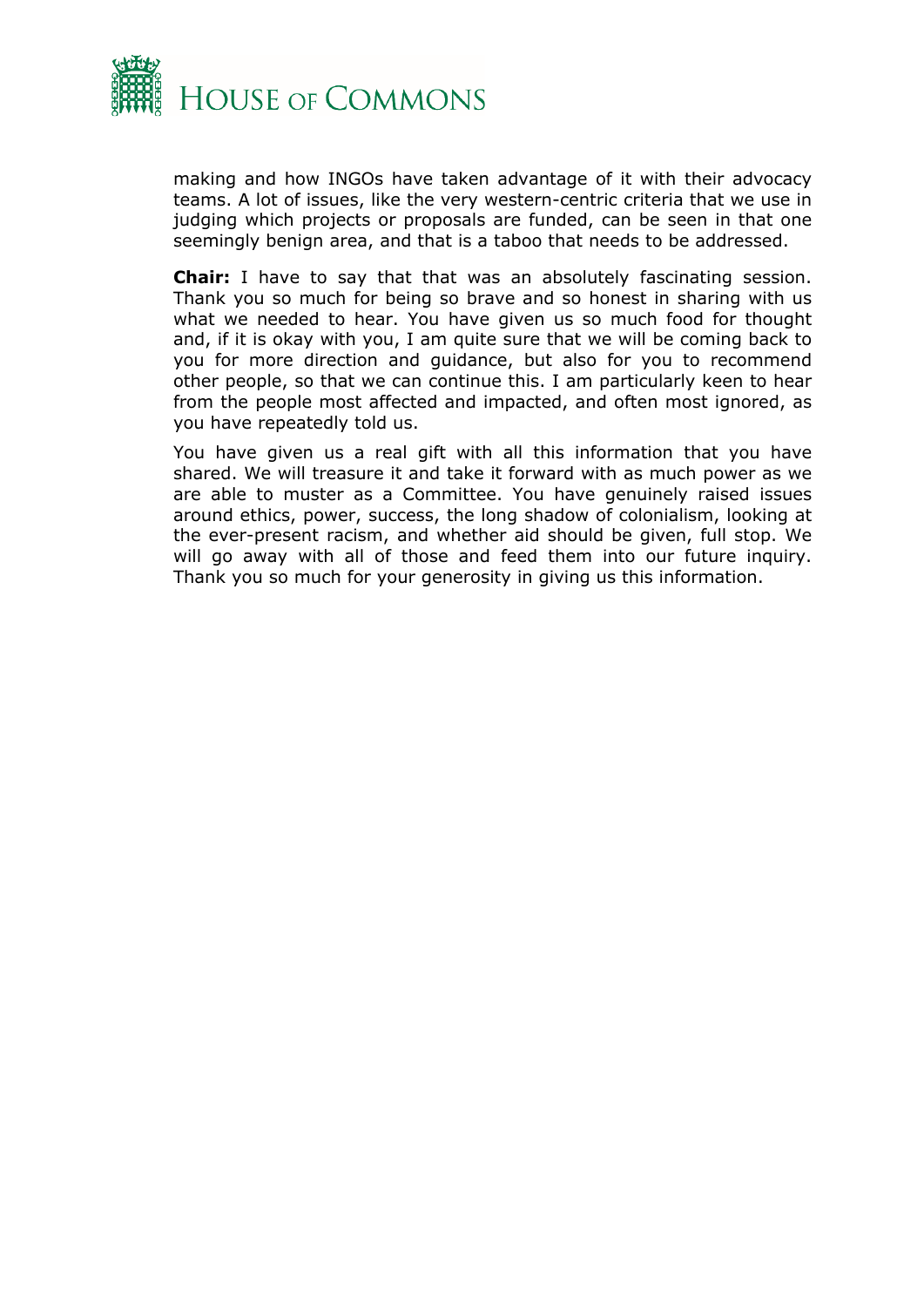making and how INGOs have taken advantage of it with their advocacy teams. A lot of issues, like the very western-centric criteria that we use in judging which projects or proposals are funded, can be seen in that one seemingly benign area, and that is a taboo that needs to be addressed.

**Chair:** I have to say that that was an absolutely fascinating session. Thank you so much for being so brave and so honest in sharing with us what we needed to hear. You have given us so much food for thought and, if it is okay with you, I am quite sure that we will be coming back to you for more direction and guidance, but also for you to recommend other people, so that we can continue this. I am particularly keen to hear from the people most affected and impacted, and often most ignored, as you have repeatedly told us.

You have given us a real gift with all this information that you have shared. We will treasure it and take it forward with as much power as we are able to muster as a Committee. You have genuinely raised issues around ethics, power, success, the long shadow of colonialism, looking at the ever-present racism, and whether aid should be given, full stop. We will go away with all of those and feed them into our future inquiry. Thank you so much for your generosity in giving us this information.